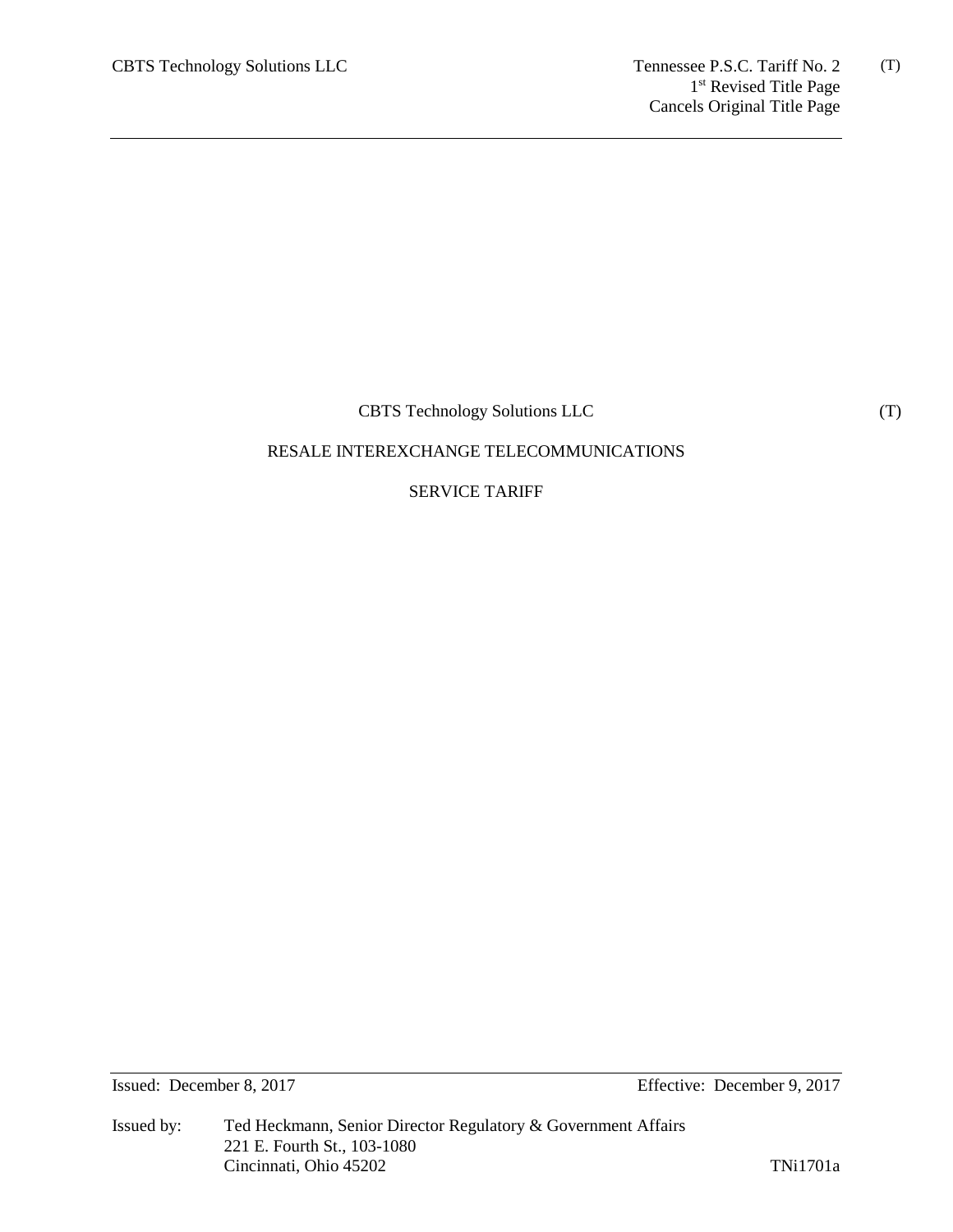CBTS Technology Solutions LLC

Tennessee P.S.C. Tariff No. 2 (T)
1st Revised Title Page
Cancels Original Title Page

CBTS Technology Solutions LLC (T)

RESALE INTEREXCHANGE TELECOMMUNICATIONS

SERVICE TARIFF

Issued: December 8, 2017

Effective: December 9, 2017

Issued by: Ted Heckmann, Senior Director Regulatory & Government Affairs
221 E. Fourth St., 103-1080
Cincinnati, Ohio 45202

TNi1701a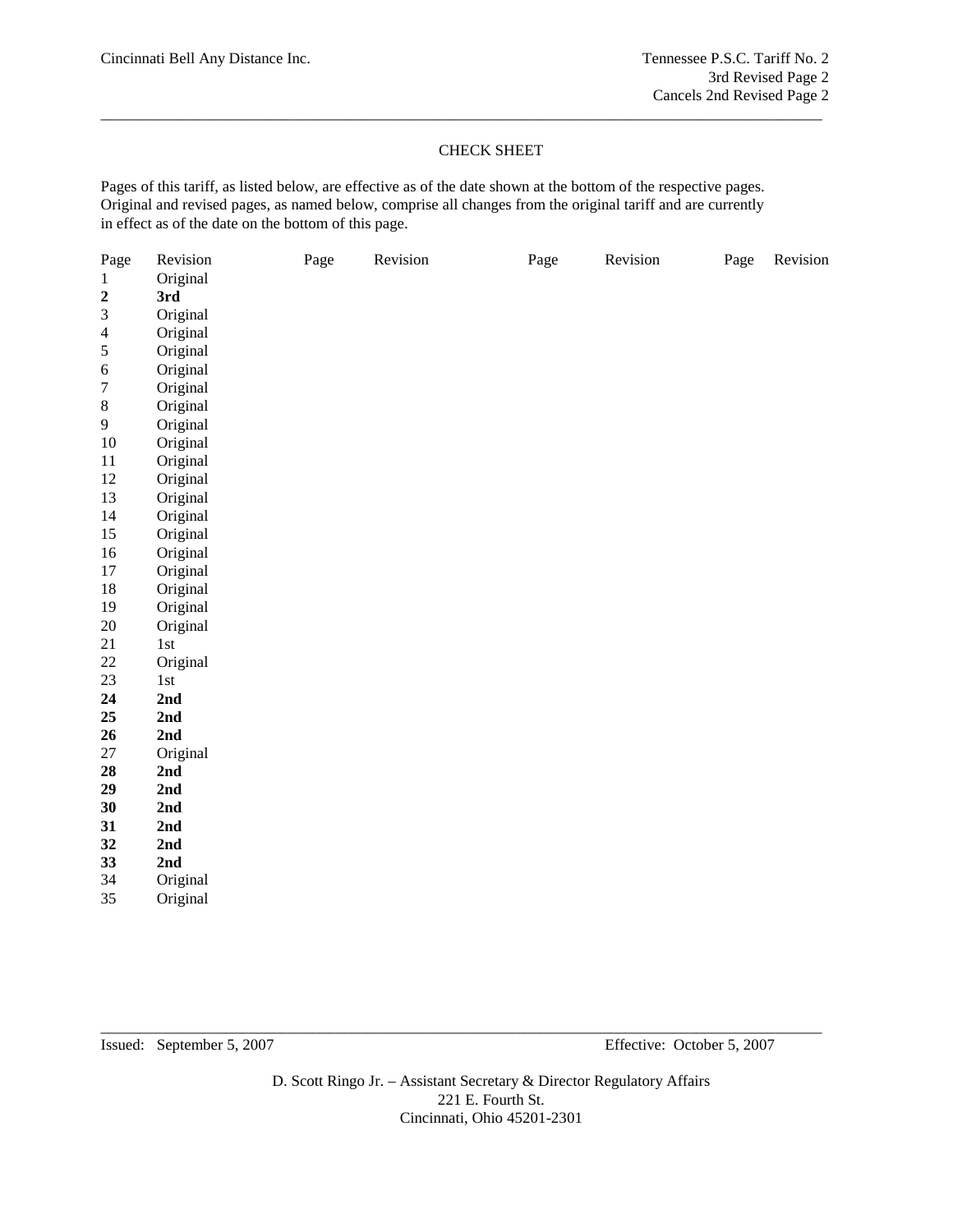Cincinnati Bell Any Distance Inc.

Tennessee P.S.C. Tariff No. 2
3rd Revised Page 2
Cancels 2nd Revised Page 2

CHECK SHEET

Pages of this tariff, as listed below, are effective as of the date shown at the bottom of the respective pages. Original and revised pages, as named below, comprise all changes from the original tariff and are currently in effect as of the date on the bottom of this page.

| Page | Revision | Page | Revision | Page | Revision | Page | Revision |
|---|---|---|---|---|---|---|---|
| 1 | Original | | | | | | |
| **2** | **3rd** | | | | | | |
| 3 | Original | | | | | | |
| 4 | Original | | | | | | |
| 5 | Original | | | | | | |
| 6 | Original | | | | | | |
| 7 | Original | | | | | | |
| 8 | Original | | | | | | |
| 9 | Original | | | | | | |
| 10 | Original | | | | | | |
| 11 | Original | | | | | | |
| 12 | Original | | | | | | |
| 13 | Original | | | | | | |
| 14 | Original | | | | | | |
| 15 | Original | | | | | | |
| 16 | Original | | | | | | |
| 17 | Original | | | | | | |
| 18 | Original | | | | | | |
| 19 | Original | | | | | | |
| 20 | Original | | | | | | |
| 21 | 1st | | | | | | |
| 22 | Original | | | | | | |
| 23 | 1st | | | | | | |
| **24** | **2nd** | | | | | | |
| **25** | **2nd** | | | | | | |
| **26** | **2nd** | | | | | | |
| 27 | Original | | | | | | |
| **28** | **2nd** | | | | | | |
| **29** | **2nd** | | | | | | |
| **30** | **2nd** | | | | | | |
| **31** | **2nd** | | | | | | |
| **32** | **2nd** | | | | | | |
| **33** | **2nd** | | | | | | |
| 34 | Original | | | | | | |
| 35 | Original | | | | | | |

Issued: September 5, 2007

Effective: October 5, 2007

D. Scott Ringo Jr. – Assistant Secretary & Director Regulatory Affairs
221 E. Fourth St.
Cincinnati, Ohio 45201-2301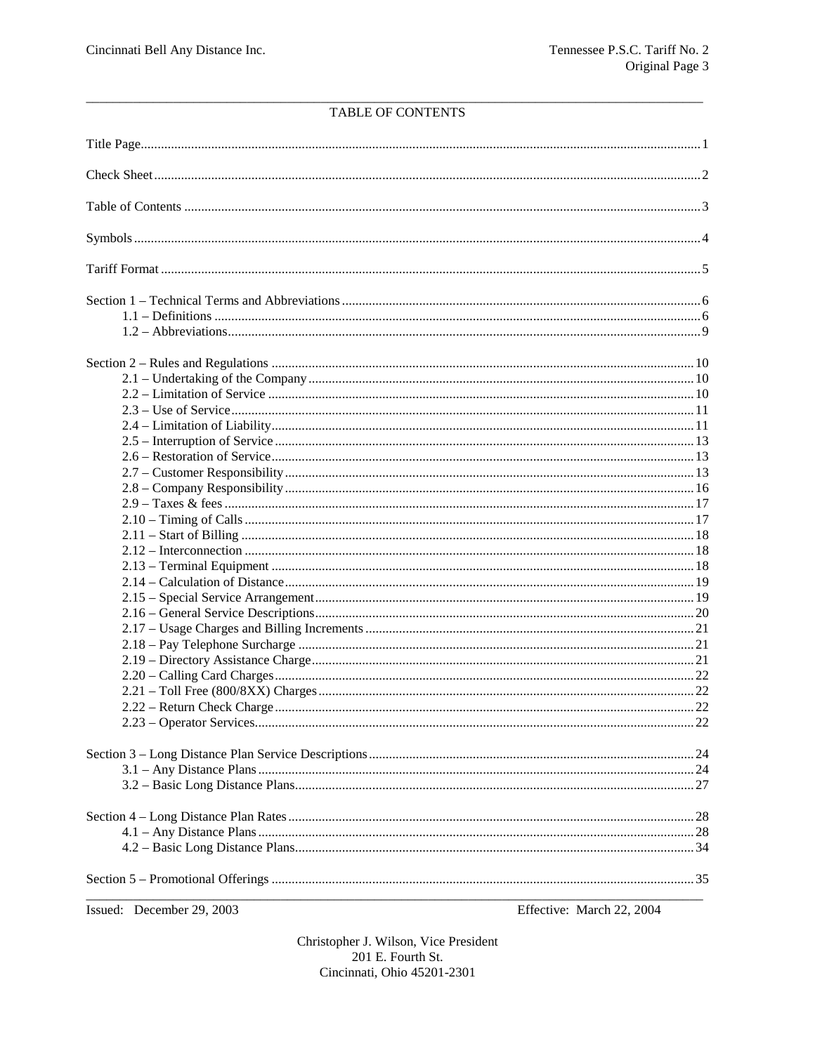# TABLE OF CONTENTS

| | |
|---|---|
| Title Page | 1 |
| Check Sheet | 2 |
| Table of Contents | 3 |
| Symbols | 4 |
| Tariff Format | 5 |
| Section 1 – Technical Terms and Abbreviations | 6 |
| 1.1 – Definitions | 6 |
| 1.2 – Abbreviations | 9 |
| Section 2 – Rules and Regulations | 10 |
| 2.1 – Undertaking of the Company | 10 |
| 2.2 – Limitation of Service | 10 |
| 2.3 – Use of Service | 11 |
| 2.4 – Limitation of Liability | 11 |
| 2.5 – Interruption of Service | 13 |
| 2.6 – Restoration of Service | 13 |
| 2.7 – Customer Responsibility | 13 |
| 2.8 – Company Responsibility | 16 |
| 2.9 – Taxes & fees | 17 |
| 2.10 – Timing of Calls | 17 |
| 2.11 – Start of Billing | 18 |
| 2.12 – Interconnection | 18 |
| 2.13 – Terminal Equipment | 18 |
| 2.14 – Calculation of Distance | 19 |
| 2.15 – Special Service Arrangement | 19 |
| 2.16 – General Service Descriptions | 20 |
| 2.17 – Usage Charges and Billing Increments | 21 |
| 2.18 – Pay Telephone Surcharge | 21 |
| 2.19 – Directory Assistance Charge | 21 |
| 2.20 – Calling Card Charges | 22 |
| 2.21 – Toll Free (800/8XX) Charges | 22 |
| 2.22 – Return Check Charge | 22 |
| 2.23 – Operator Services | 22 |
| Section 3 – Long Distance Plan Service Descriptions | 24 |
| 3.1 – Any Distance Plans | 24 |
| 3.2 – Basic Long Distance Plans | 27 |
| Section 4 – Long Distance Plan Rates | 28 |
| 4.1 – Any Distance Plans | 28 |
| 4.2 – Basic Long Distance Plans | 34 |
| Section 5 – Promotional Offerings | 35 |

Issued: December 29, 2003 Effective: March 22, 2004

Christopher J. Wilson, Vice President
201 E. Fourth St.
Cincinnati, Ohio 45201-2301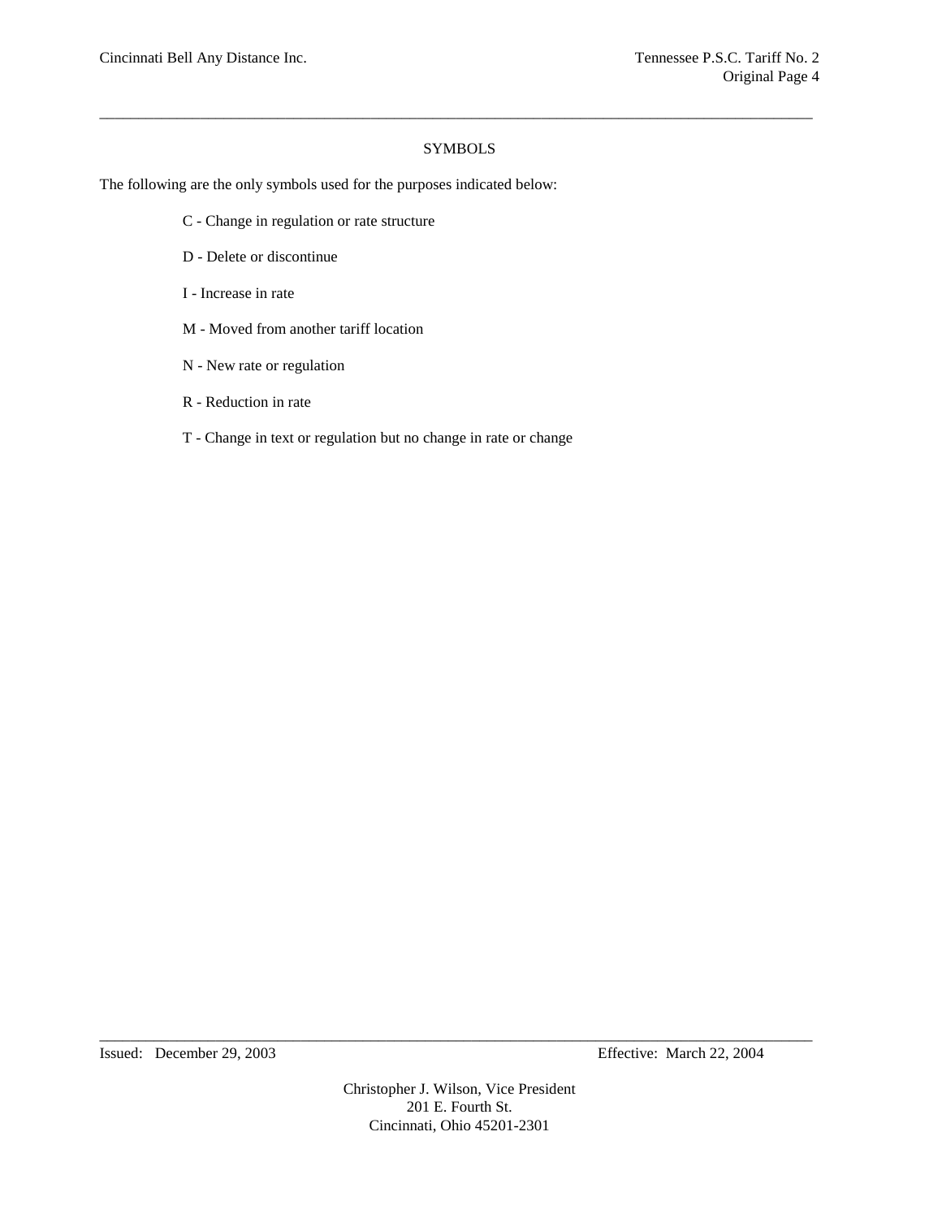# SYMBOLS

The following are the only symbols used for the purposes indicated below:

C - Change in regulation or rate structure

D - Delete or discontinue

I - Increase in rate

M - Moved from another tariff location

N - New rate or regulation

R - Reduction in rate

T - Change in text or regulation but no change in rate or change

Issued: December 29, 2003 | Effective: March 22, 2004

Christopher J. Wilson, Vice President
201 E. Fourth St.
Cincinnati, Ohio 45201-2301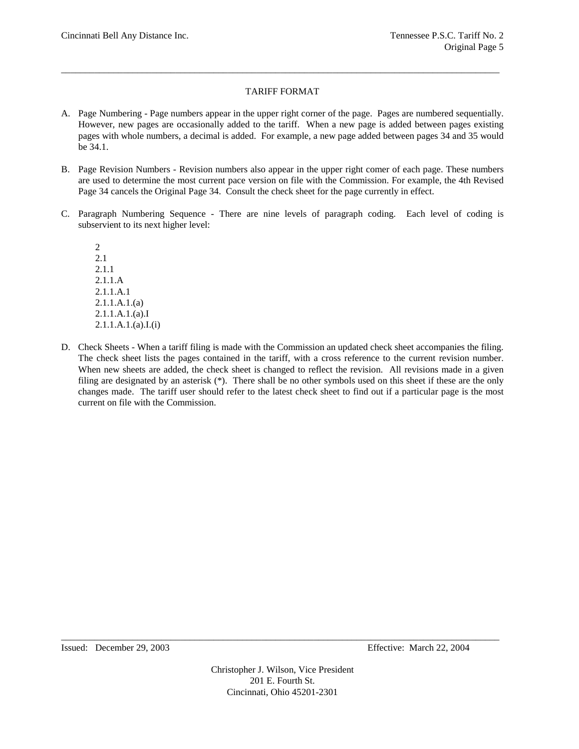TARIFF FORMAT

A. Page Numbering - Page numbers appear in the upper right corner of the page. Pages are numbered sequentially. However, new pages are occasionally added to the tariff. When a new page is added between pages existing pages with whole numbers, a decimal is added. For example, a new page added between pages 34 and 35 would be 34.1.

B. Page Revision Numbers - Revision numbers also appear in the upper right comer of each page. These numbers are used to determine the most current pace version on file with the Commission. For example, the 4th Revised Page 34 cancels the Original Page 34. Consult the check sheet for the page currently in effect.

C. Paragraph Numbering Sequence - There are nine levels of paragraph coding. Each level of coding is subservient to its next higher level:

   2
   2.1
   2.1.1
   2.1.1.A
   2.1.1.A.1
   2.1.1.A.1.(a)
   2.1.1.A.1.(a).I
   2.1.1.A.1.(a).I.(i)

D. Check Sheets - When a tariff filing is made with the Commission an updated check sheet accompanies the filing. The check sheet lists the pages contained in the tariff, with a cross reference to the current revision number. When new sheets are added, the check sheet is changed to reflect the revision. All revisions made in a given filing are designated by an asterisk (*). There shall be no other symbols used on this sheet if these are the only changes made. The tariff user should refer to the latest check sheet to find out if a particular page is the most current on file with the Commission.

Issued: December 29, 2003 Effective: March 22, 2004

Christopher J. Wilson, Vice President
201 E. Fourth St.
Cincinnati, Ohio 45201-2301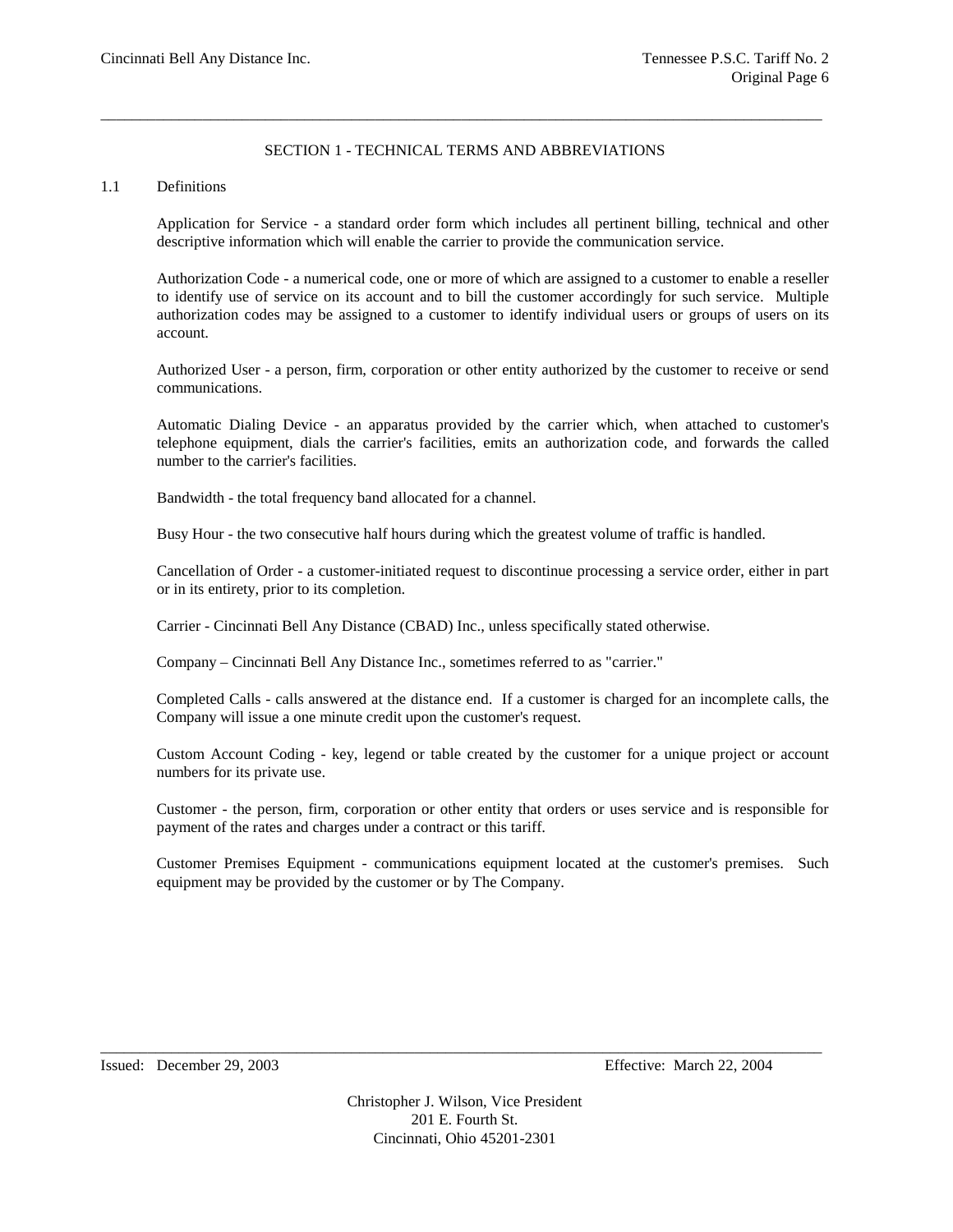## SECTION 1 - TECHNICAL TERMS AND ABBREVIATIONS

### 1.1 Definitions

Application for Service - a standard order form which includes all pertinent billing, technical and other descriptive information which will enable the carrier to provide the communication service.

Authorization Code - a numerical code, one or more of which are assigned to a customer to enable a reseller to identify use of service on its account and to bill the customer accordingly for such service. Multiple authorization codes may be assigned to a customer to identify individual users or groups of users on its account.

Authorized User - a person, firm, corporation or other entity authorized by the customer to receive or send communications.

Automatic Dialing Device - an apparatus provided by the carrier which, when attached to customer's telephone equipment, dials the carrier's facilities, emits an authorization code, and forwards the called number to the carrier's facilities.

Bandwidth - the total frequency band allocated for a channel.

Busy Hour - the two consecutive half hours during which the greatest volume of traffic is handled.

Cancellation of Order - a customer-initiated request to discontinue processing a service order, either in part or in its entirety, prior to its completion.

Carrier - Cincinnati Bell Any Distance (CBAD) Inc., unless specifically stated otherwise.

Company – Cincinnati Bell Any Distance Inc., sometimes referred to as "carrier."

Completed Calls - calls answered at the distance end. If a customer is charged for an incomplete calls, the Company will issue a one minute credit upon the customer's request.

Custom Account Coding - key, legend or table created by the customer for a unique project or account numbers for its private use.

Customer - the person, firm, corporation or other entity that orders or uses service and is responsible for payment of the rates and charges under a contract or this tariff.

Customer Premises Equipment - communications equipment located at the customer's premises. Such equipment may be provided by the customer or by The Company.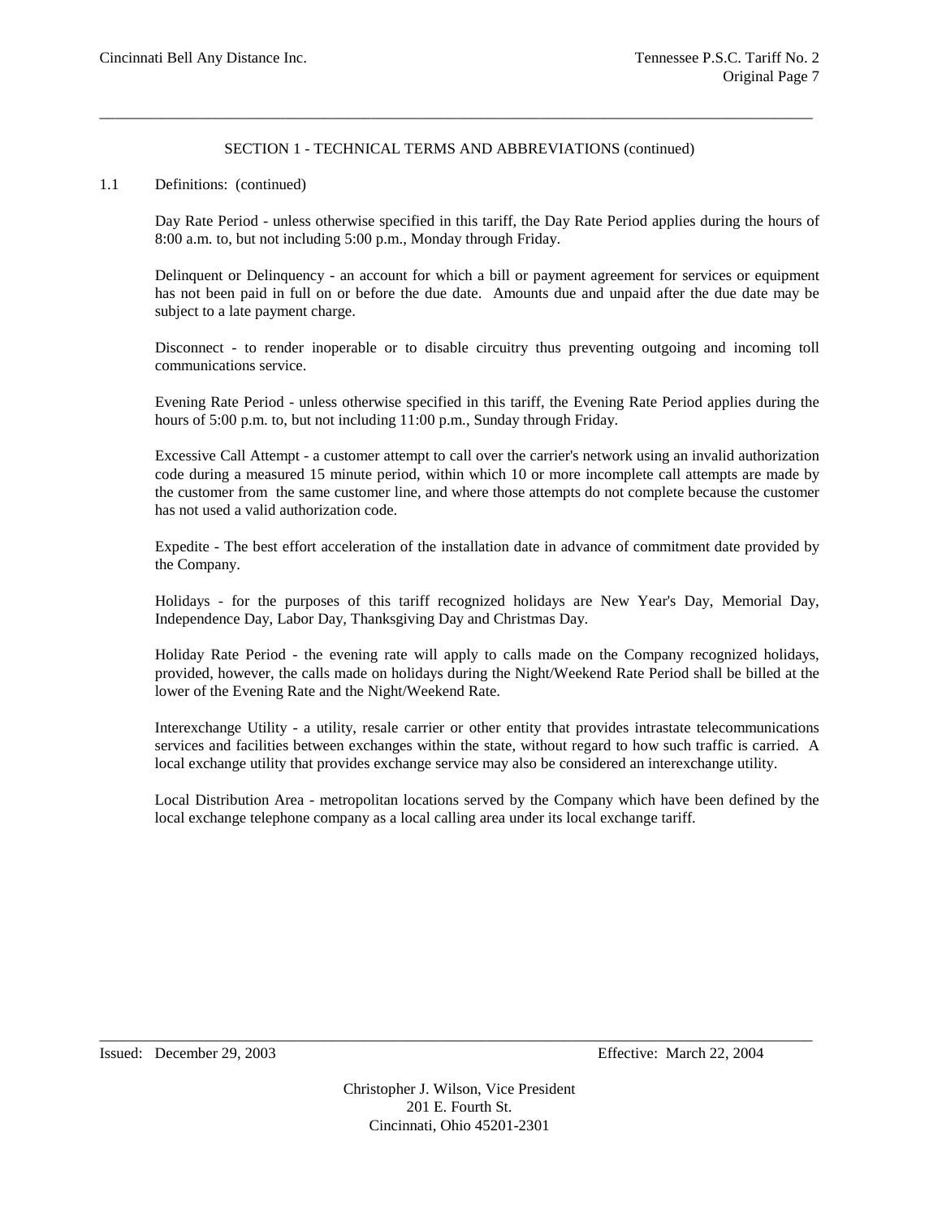## SECTION 1 - TECHNICAL TERMS AND ABBREVIATIONS (continued)

1.1 Definitions: (continued)

Day Rate Period - unless otherwise specified in this tariff, the Day Rate Period applies during the hours of 8:00 a.m. to, but not including 5:00 p.m., Monday through Friday.

Delinquent or Delinquency - an account for which a bill or payment agreement for services or equipment has not been paid in full on or before the due date. Amounts due and unpaid after the due date may be subject to a late payment charge.

Disconnect - to render inoperable or to disable circuitry thus preventing outgoing and incoming toll communications service.

Evening Rate Period - unless otherwise specified in this tariff, the Evening Rate Period applies during the hours of 5:00 p.m. to, but not including 11:00 p.m., Sunday through Friday.

Excessive Call Attempt - a customer attempt to call over the carrier's network using an invalid authorization code during a measured 15 minute period, within which 10 or more incomplete call attempts are made by the customer from the same customer line, and where those attempts do not complete because the customer has not used a valid authorization code.

Expedite - The best effort acceleration of the installation date in advance of commitment date provided by the Company.

Holidays - for the purposes of this tariff recognized holidays are New Year's Day, Memorial Day, Independence Day, Labor Day, Thanksgiving Day and Christmas Day.

Holiday Rate Period - the evening rate will apply to calls made on the Company recognized holidays, provided, however, the calls made on holidays during the Night/Weekend Rate Period shall be billed at the lower of the Evening Rate and the Night/Weekend Rate.

Interexchange Utility - a utility, resale carrier or other entity that provides intrastate telecommunications services and facilities between exchanges within the state, without regard to how such traffic is carried. A local exchange utility that provides exchange service may also be considered an interexchange utility.

Local Distribution Area - metropolitan locations served by the Company which have been defined by the local exchange telephone company as a local calling area under its local exchange tariff.

Issued: December 29, 2003 Effective: March 22, 2004

Christopher J. Wilson, Vice President
201 E. Fourth St.
Cincinnati, Ohio 45201-2301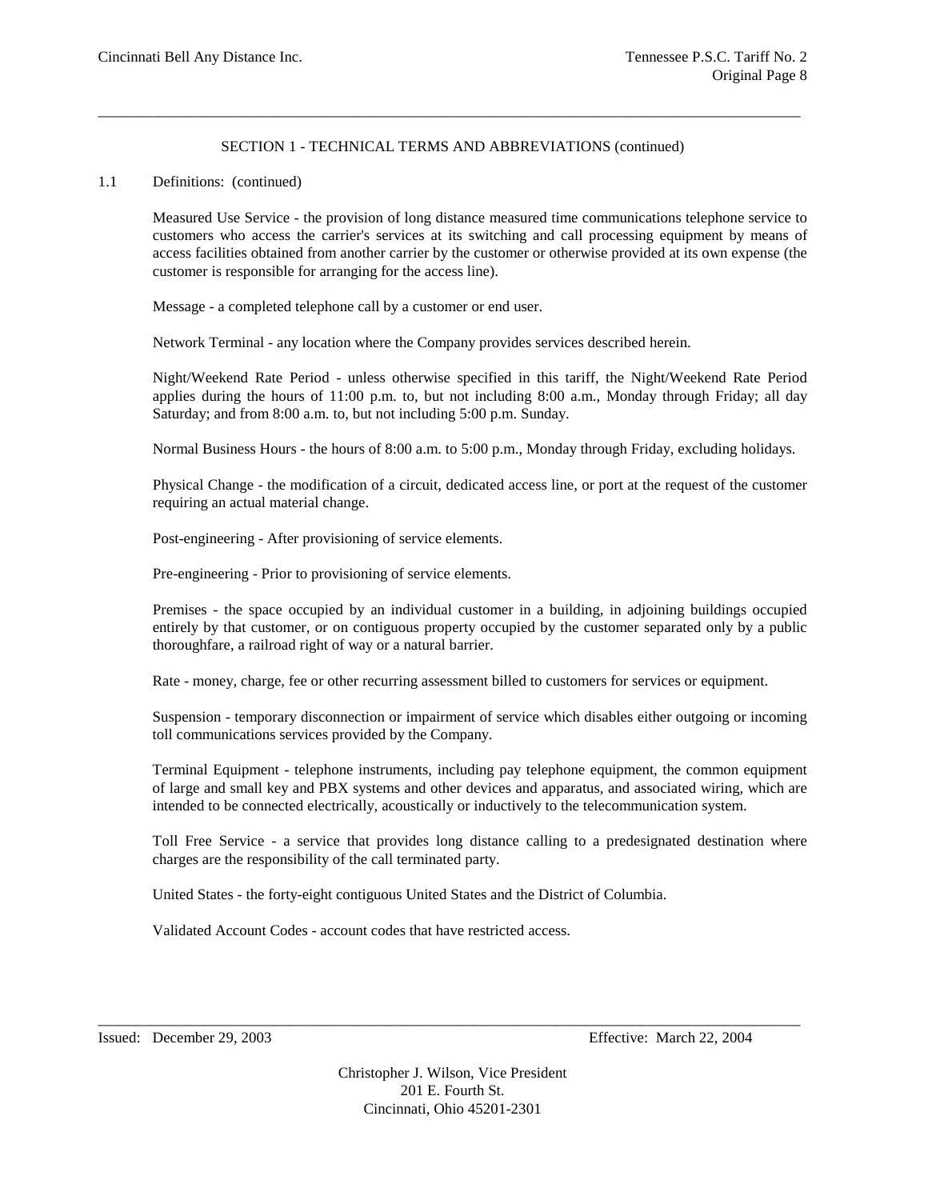## SECTION 1 - TECHNICAL TERMS AND ABBREVIATIONS (continued)

1.1 Definitions: (continued)

Measured Use Service - the provision of long distance measured time communications telephone service to customers who access the carrier's services at its switching and call processing equipment by means of access facilities obtained from another carrier by the customer or otherwise provided at its own expense (the customer is responsible for arranging for the access line).

Message - a completed telephone call by a customer or end user.

Network Terminal - any location where the Company provides services described herein.

Night/Weekend Rate Period - unless otherwise specified in this tariff, the Night/Weekend Rate Period applies during the hours of 11:00 p.m. to, but not including 8:00 a.m., Monday through Friday; all day Saturday; and from 8:00 a.m. to, but not including 5:00 p.m. Sunday.

Normal Business Hours - the hours of 8:00 a.m. to 5:00 p.m., Monday through Friday, excluding holidays.

Physical Change - the modification of a circuit, dedicated access line, or port at the request of the customer requiring an actual material change.

Post-engineering - After provisioning of service elements.

Pre-engineering - Prior to provisioning of service elements.

Premises - the space occupied by an individual customer in a building, in adjoining buildings occupied entirely by that customer, or on contiguous property occupied by the customer separated only by a public thoroughfare, a railroad right of way or a natural barrier.

Rate - money, charge, fee or other recurring assessment billed to customers for services or equipment.

Suspension - temporary disconnection or impairment of service which disables either outgoing or incoming toll communications services provided by the Company.

Terminal Equipment - telephone instruments, including pay telephone equipment, the common equipment of large and small key and PBX systems and other devices and apparatus, and associated wiring, which are intended to be connected electrically, acoustically or inductively to the telecommunication system.

Toll Free Service - a service that provides long distance calling to a predesignated destination where charges are the responsibility of the call terminated party.

United States - the forty-eight contiguous United States and the District of Columbia.

Validated Account Codes - account codes that have restricted access.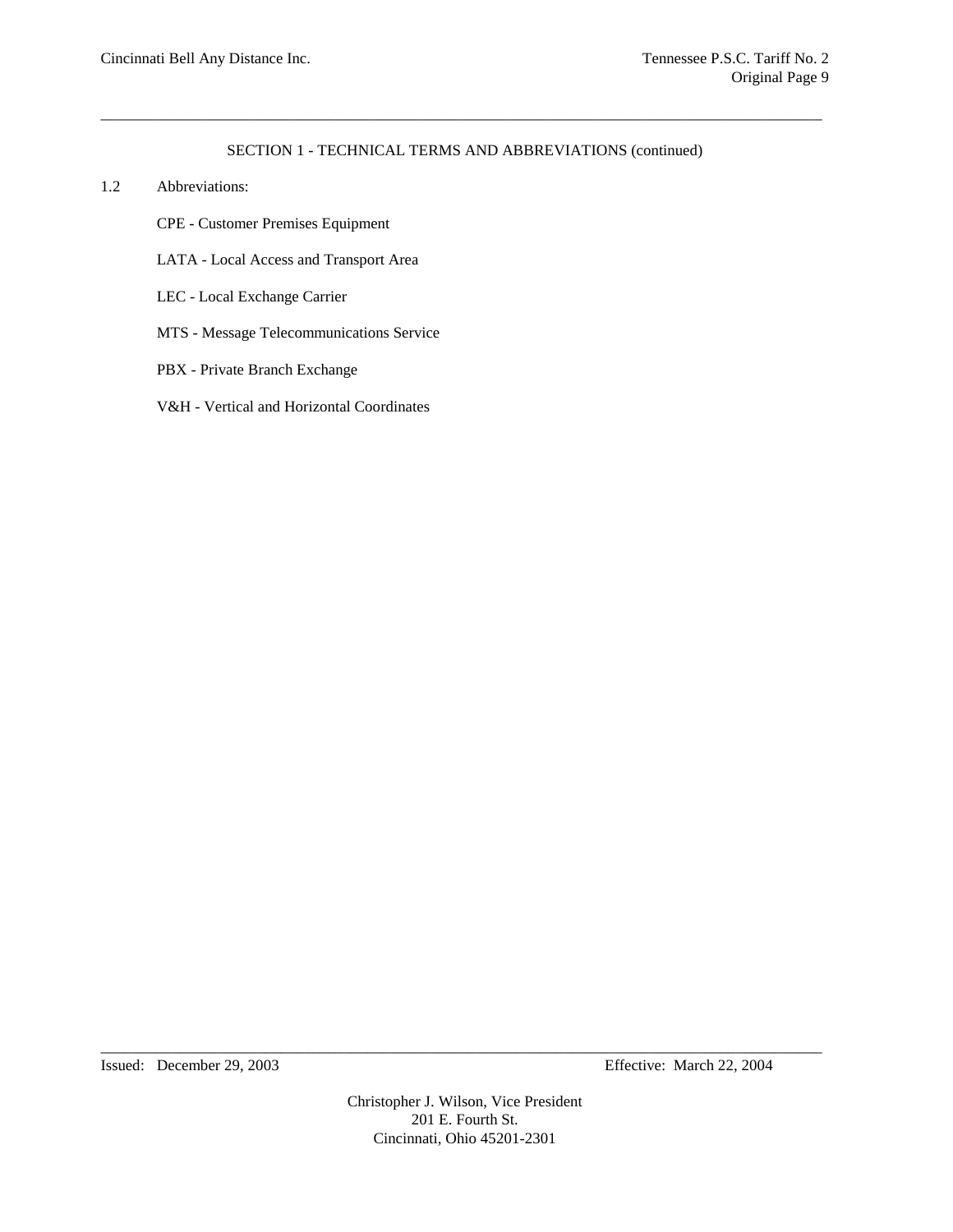## SECTION 1 - TECHNICAL TERMS AND ABBREVIATIONS (continued)

1.2 Abbreviations:

CPE - Customer Premises Equipment

LATA - Local Access and Transport Area

LEC - Local Exchange Carrier

MTS - Message Telecommunications Service

PBX - Private Branch Exchange

V&H - Vertical and Horizontal Coordinates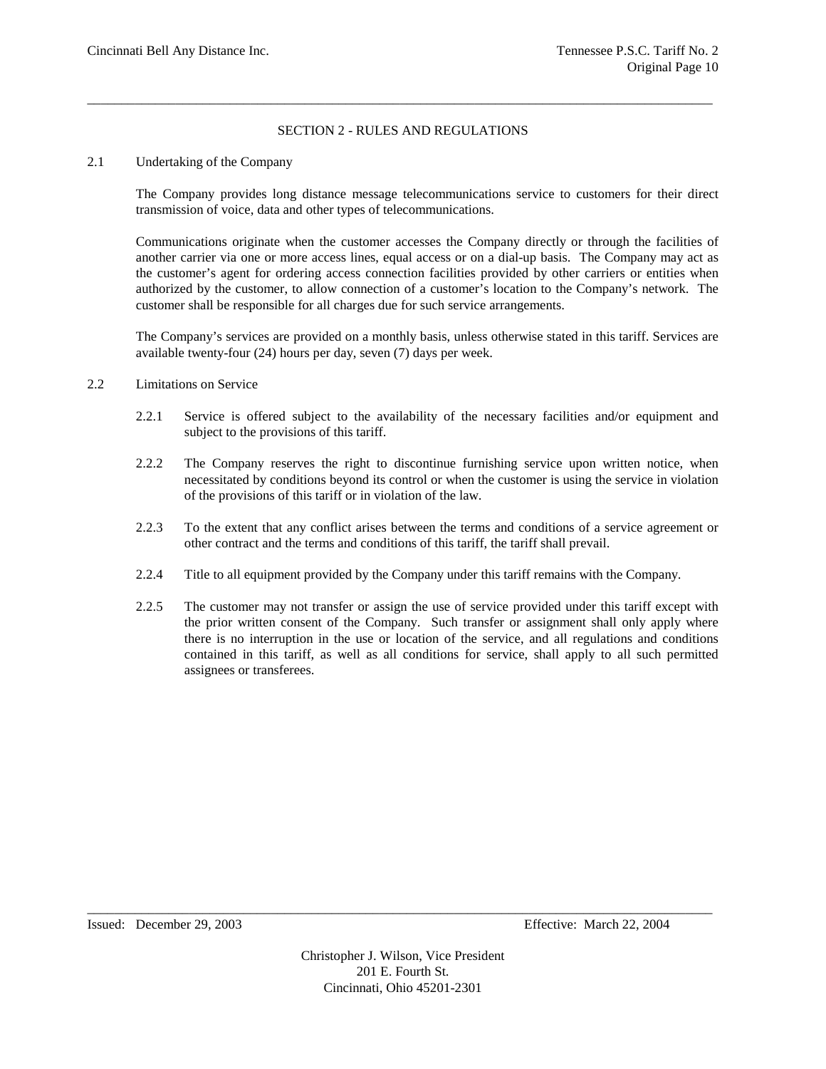## SECTION 2 - RULES AND REGULATIONS

### 2.1 Undertaking of the Company

The Company provides long distance message telecommunications service to customers for their direct transmission of voice, data and other types of telecommunications.

Communications originate when the customer accesses the Company directly or through the facilities of another carrier via one or more access lines, equal access or on a dial-up basis. The Company may act as the customer's agent for ordering access connection facilities provided by other carriers or entities when authorized by the customer, to allow connection of a customer's location to the Company's network. The customer shall be responsible for all charges due for such service arrangements.

The Company's services are provided on a monthly basis, unless otherwise stated in this tariff. Services are available twenty-four (24) hours per day, seven (7) days per week.

### 2.2 Limitations on Service

2.2.1 Service is offered subject to the availability of the necessary facilities and/or equipment and subject to the provisions of this tariff.

2.2.2 The Company reserves the right to discontinue furnishing service upon written notice, when necessitated by conditions beyond its control or when the customer is using the service in violation of the provisions of this tariff or in violation of the law.

2.2.3 To the extent that any conflict arises between the terms and conditions of a service agreement or other contract and the terms and conditions of this tariff, the tariff shall prevail.

2.2.4 Title to all equipment provided by the Company under this tariff remains with the Company.

2.2.5 The customer may not transfer or assign the use of service provided under this tariff except with the prior written consent of the Company. Such transfer or assignment shall only apply where there is no interruption in the use or location of the service, and all regulations and conditions contained in this tariff, as well as all conditions for service, shall apply to all such permitted assignees or transferees.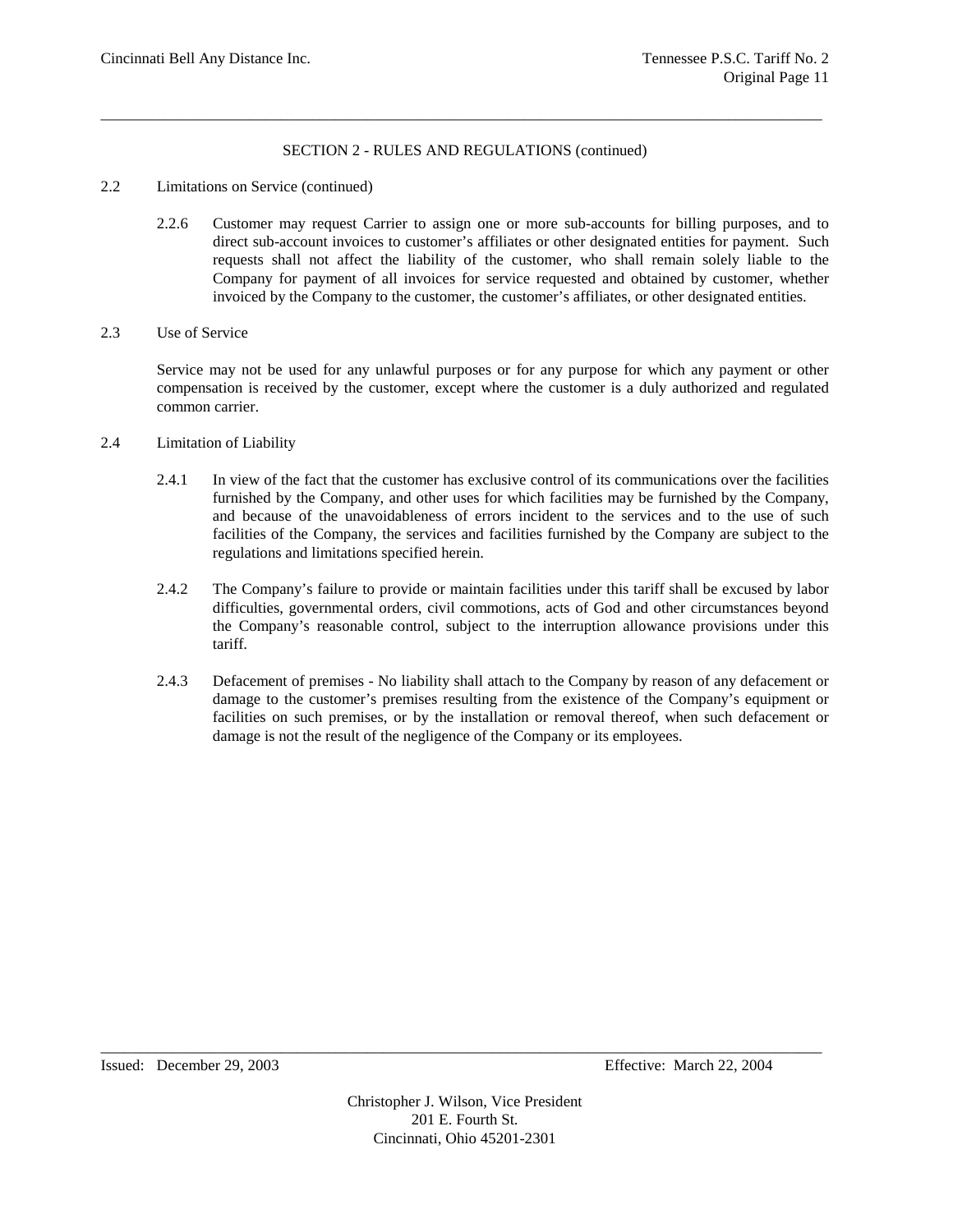## SECTION 2 - RULES AND REGULATIONS (continued)

2.2 Limitations on Service (continued)

2.2.6 Customer may request Carrier to assign one or more sub-accounts for billing purposes, and to direct sub-account invoices to customer's affiliates or other designated entities for payment. Such requests shall not affect the liability of the customer, who shall remain solely liable to the Company for payment of all invoices for service requested and obtained by customer, whether invoiced by the Company to the customer, the customer's affiliates, or other designated entities.

2.3 Use of Service

Service may not be used for any unlawful purposes or for any purpose for which any payment or other compensation is received by the customer, except where the customer is a duly authorized and regulated common carrier.

2.4 Limitation of Liability

2.4.1 In view of the fact that the customer has exclusive control of its communications over the facilities furnished by the Company, and other uses for which facilities may be furnished by the Company, and because of the unavoidableness of errors incident to the services and to the use of such facilities of the Company, the services and facilities furnished by the Company are subject to the regulations and limitations specified herein.

2.4.2 The Company's failure to provide or maintain facilities under this tariff shall be excused by labor difficulties, governmental orders, civil commotions, acts of God and other circumstances beyond the Company's reasonable control, subject to the interruption allowance provisions under this tariff.

2.4.3 Defacement of premises - No liability shall attach to the Company by reason of any defacement or damage to the customer's premises resulting from the existence of the Company's equipment or facilities on such premises, or by the installation or removal thereof, when such defacement or damage is not the result of the negligence of the Company or its employees.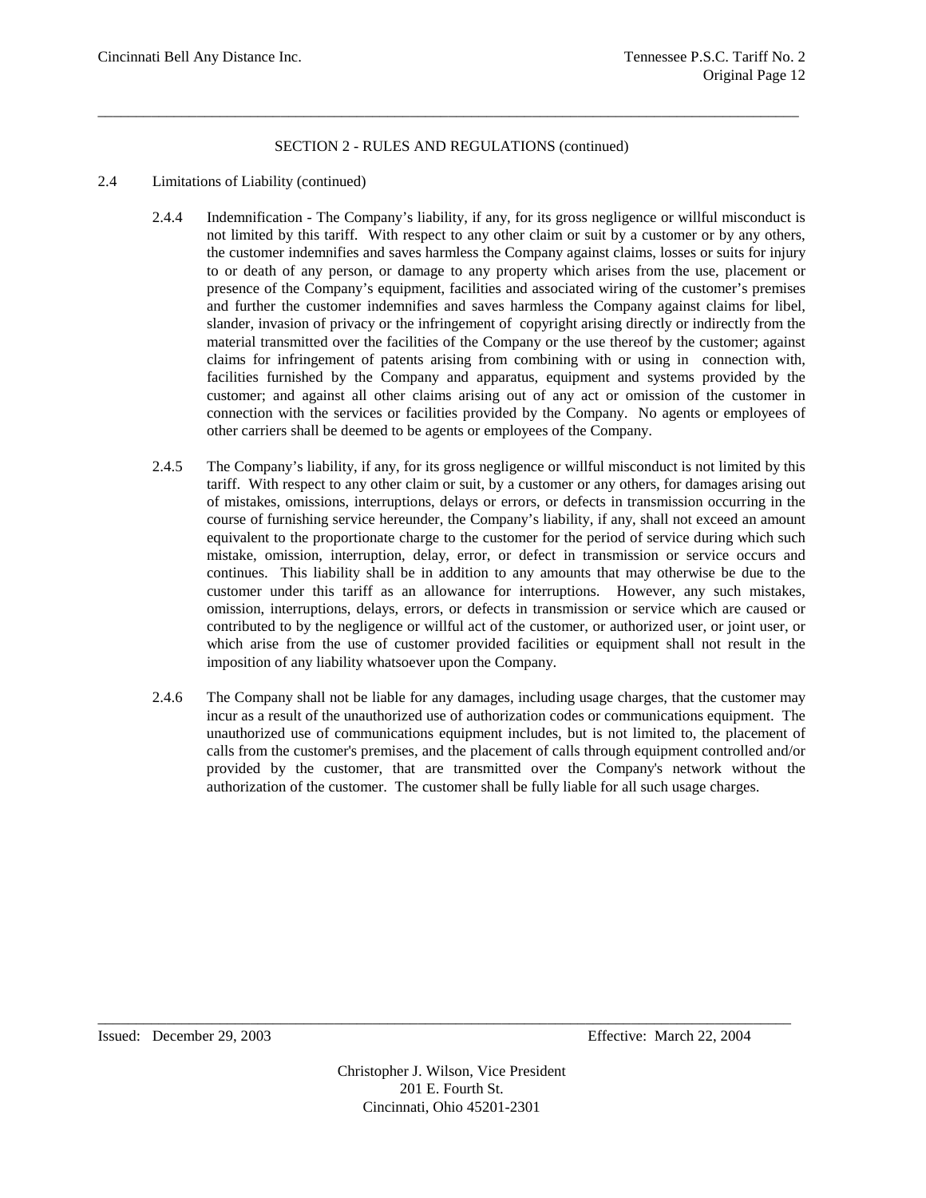SECTION 2 - RULES AND REGULATIONS (continued)

2.4 Limitations of Liability (continued)

2.4.4 Indemnification - The Company's liability, if any, for its gross negligence or willful misconduct is not limited by this tariff. With respect to any other claim or suit by a customer or by any others, the customer indemnifies and saves harmless the Company against claims, losses or suits for injury to or death of any person, or damage to any property which arises from the use, placement or presence of the Company's equipment, facilities and associated wiring of the customer's premises and further the customer indemnifies and saves harmless the Company against claims for libel, slander, invasion of privacy or the infringement of copyright arising directly or indirectly from the material transmitted over the facilities of the Company or the use thereof by the customer; against claims for infringement of patents arising from combining with or using in connection with, facilities furnished by the Company and apparatus, equipment and systems provided by the customer; and against all other claims arising out of any act or omission of the customer in connection with the services or facilities provided by the Company. No agents or employees of other carriers shall be deemed to be agents or employees of the Company.

2.4.5 The Company's liability, if any, for its gross negligence or willful misconduct is not limited by this tariff. With respect to any other claim or suit, by a customer or any others, for damages arising out of mistakes, omissions, interruptions, delays or errors, or defects in transmission occurring in the course of furnishing service hereunder, the Company's liability, if any, shall not exceed an amount equivalent to the proportionate charge to the customer for the period of service during which such mistake, omission, interruption, delay, error, or defect in transmission or service occurs and continues. This liability shall be in addition to any amounts that may otherwise be due to the customer under this tariff as an allowance for interruptions. However, any such mistakes, omission, interruptions, delays, errors, or defects in transmission or service which are caused or contributed to by the negligence or willful act of the customer, or authorized user, or joint user, or which arise from the use of customer provided facilities or equipment shall not result in the imposition of any liability whatsoever upon the Company.

2.4.6 The Company shall not be liable for any damages, including usage charges, that the customer may incur as a result of the unauthorized use of authorization codes or communications equipment. The unauthorized use of communications equipment includes, but is not limited to, the placement of calls from the customer's premises, and the placement of calls through equipment controlled and/or provided by the customer, that are transmitted over the Company's network without the authorization of the customer. The customer shall be fully liable for all such usage charges.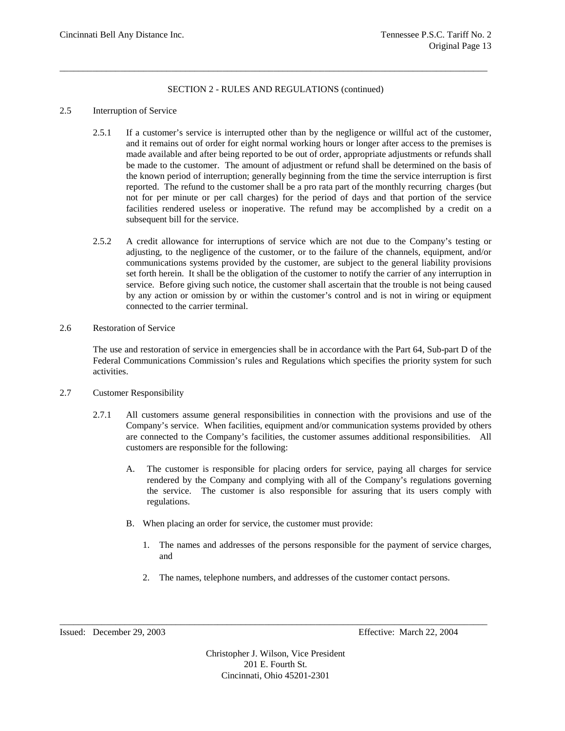## SECTION 2 - RULES AND REGULATIONS (continued)

### 2.5 Interruption of Service

2.5.1 If a customer's service is interrupted other than by the negligence or willful act of the customer, and it remains out of order for eight normal working hours or longer after access to the premises is made available and after being reported to be out of order, appropriate adjustments or refunds shall be made to the customer. The amount of adjustment or refund shall be determined on the basis of the known period of interruption; generally beginning from the time the service interruption is first reported. The refund to the customer shall be a pro rata part of the monthly recurring charges (but not for per minute or per call charges) for the period of days and that portion of the service facilities rendered useless or inoperative. The refund may be accomplished by a credit on a subsequent bill for the service.

2.5.2 A credit allowance for interruptions of service which are not due to the Company's testing or adjusting, to the negligence of the customer, or to the failure of the channels, equipment, and/or communications systems provided by the customer, are subject to the general liability provisions set forth herein. It shall be the obligation of the customer to notify the carrier of any interruption in service. Before giving such notice, the customer shall ascertain that the trouble is not being caused by any action or omission by or within the customer's control and is not in wiring or equipment connected to the carrier terminal.

### 2.6 Restoration of Service

The use and restoration of service in emergencies shall be in accordance with the Part 64, Sub-part D of the Federal Communications Commission's rules and Regulations which specifies the priority system for such activities.

### 2.7 Customer Responsibility

2.7.1 All customers assume general responsibilities in connection with the provisions and use of the Company's service. When facilities, equipment and/or communication systems provided by others are connected to the Company's facilities, the customer assumes additional responsibilities. All customers are responsible for the following:

A. The customer is responsible for placing orders for service, paying all charges for service rendered by the Company and complying with all of the Company's regulations governing the service. The customer is also responsible for assuring that its users comply with regulations.

B. When placing an order for service, the customer must provide:

1. The names and addresses of the persons responsible for the payment of service charges, and

2. The names, telephone numbers, and addresses of the customer contact persons.

Issued: December 29, 2003 Effective: March 22, 2004

Christopher J. Wilson, Vice President
201 E. Fourth St.
Cincinnati, Ohio 45201-2301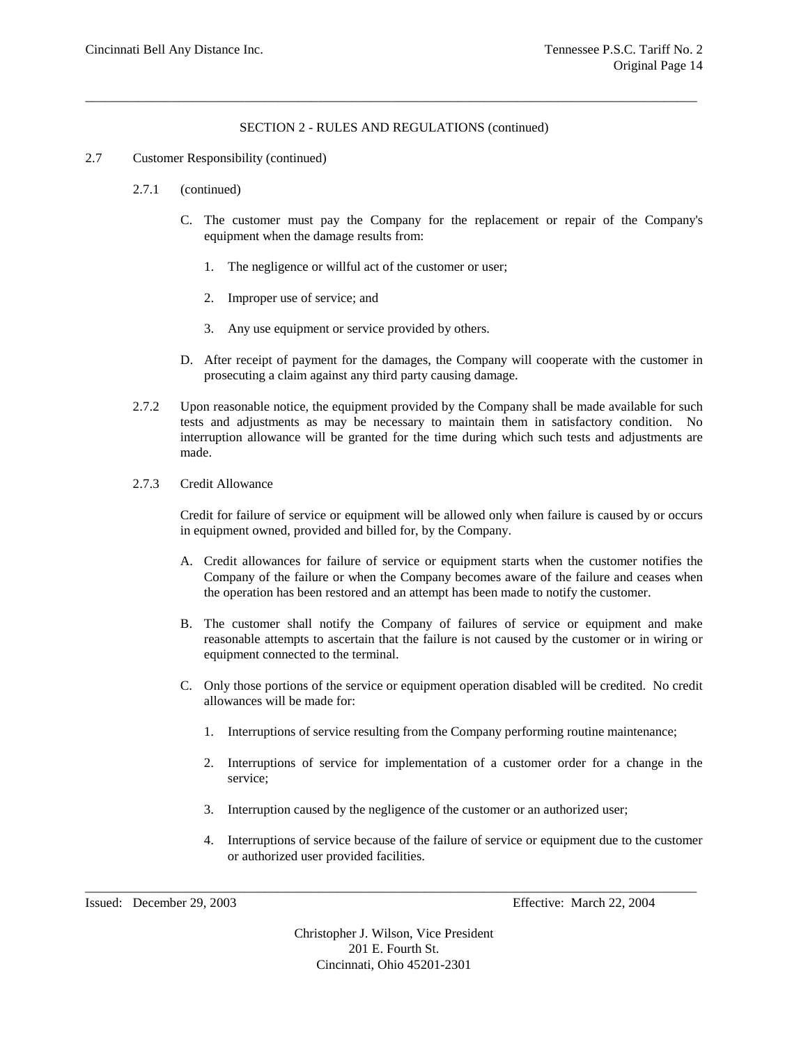SECTION 2 - RULES AND REGULATIONS (continued)

2.7 Customer Responsibility (continued)

2.7.1 (continued)

C. The customer must pay the Company for the replacement or repair of the Company's equipment when the damage results from:

1. The negligence or willful act of the customer or user;

2. Improper use of service; and

3. Any use equipment or service provided by others.

D. After receipt of payment for the damages, the Company will cooperate with the customer in prosecuting a claim against any third party causing damage.

2.7.2 Upon reasonable notice, the equipment provided by the Company shall be made available for such tests and adjustments as may be necessary to maintain them in satisfactory condition. No interruption allowance will be granted for the time during which such tests and adjustments are made.

2.7.3 Credit Allowance

Credit for failure of service or equipment will be allowed only when failure is caused by or occurs in equipment owned, provided and billed for, by the Company.

A. Credit allowances for failure of service or equipment starts when the customer notifies the Company of the failure or when the Company becomes aware of the failure and ceases when the operation has been restored and an attempt has been made to notify the customer.

B. The customer shall notify the Company of failures of service or equipment and make reasonable attempts to ascertain that the failure is not caused by the customer or in wiring or equipment connected to the terminal.

C. Only those portions of the service or equipment operation disabled will be credited. No credit allowances will be made for:

1. Interruptions of service resulting from the Company performing routine maintenance;

2. Interruptions of service for implementation of a customer order for a change in the service;

3. Interruption caused by the negligence of the customer or an authorized user;

4. Interruptions of service because of the failure of service or equipment due to the customer or authorized user provided facilities.

Issued: December 29, 2003 Effective: March 22, 2004

Christopher J. Wilson, Vice President
201 E. Fourth St.
Cincinnati, Ohio 45201-2301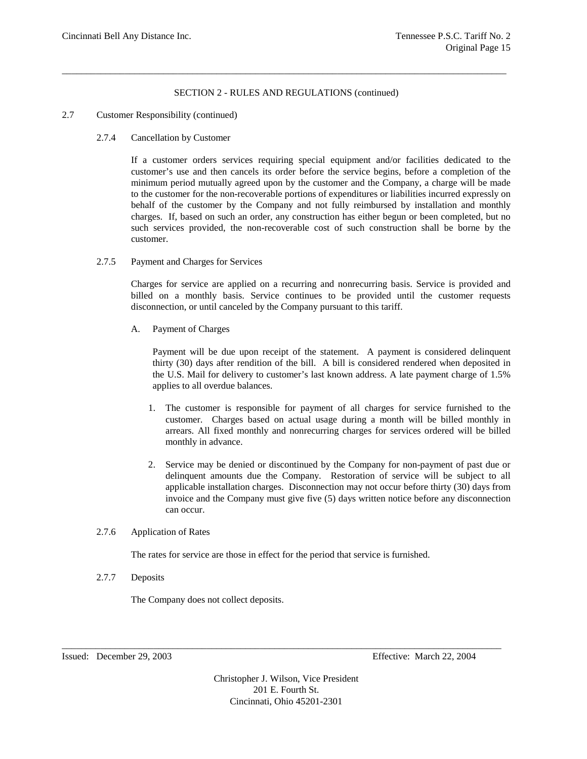## SECTION 2 - RULES AND REGULATIONS (continued)

### 2.7 Customer Responsibility (continued)

#### 2.7.4 Cancellation by Customer

If a customer orders services requiring special equipment and/or facilities dedicated to the customer's use and then cancels its order before the service begins, before a completion of the minimum period mutually agreed upon by the customer and the Company, a charge will be made to the customer for the non-recoverable portions of expenditures or liabilities incurred expressly on behalf of the customer by the Company and not fully reimbursed by installation and monthly charges. If, based on such an order, any construction has either begun or been completed, but no such services provided, the non-recoverable cost of such construction shall be borne by the customer.

#### 2.7.5 Payment and Charges for Services

Charges for service are applied on a recurring and nonrecurring basis. Service is provided and billed on a monthly basis. Service continues to be provided until the customer requests disconnection, or until canceled by the Company pursuant to this tariff.

A. Payment of Charges

Payment will be due upon receipt of the statement. A payment is considered delinquent thirty (30) days after rendition of the bill. A bill is considered rendered when deposited in the U.S. Mail for delivery to customer's last known address. A late payment charge of 1.5% applies to all overdue balances.

1. The customer is responsible for payment of all charges for service furnished to the customer. Charges based on actual usage during a month will be billed monthly in arrears. All fixed monthly and nonrecurring charges for services ordered will be billed monthly in advance.

2. Service may be denied or discontinued by the Company for non-payment of past due or delinquent amounts due the Company. Restoration of service will be subject to all applicable installation charges. Disconnection may not occur before thirty (30) days from invoice and the Company must give five (5) days written notice before any disconnection can occur.

#### 2.7.6 Application of Rates

The rates for service are those in effect for the period that service is furnished.

#### 2.7.7 Deposits

The Company does not collect deposits.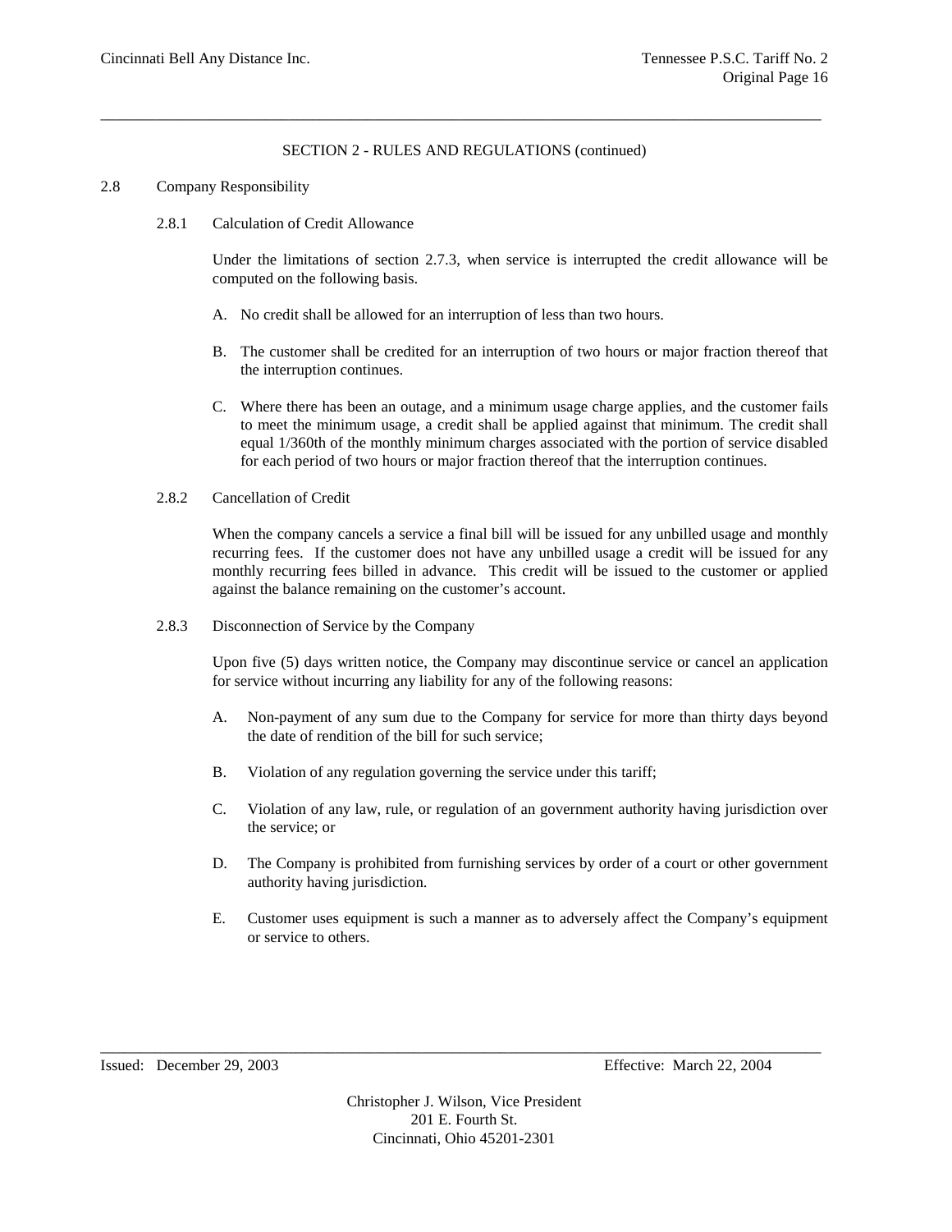SECTION 2 - RULES AND REGULATIONS (continued)

## 2.8 Company Responsibility

### 2.8.1 Calculation of Credit Allowance

Under the limitations of section 2.7.3, when service is interrupted the credit allowance will be computed on the following basis.

A. No credit shall be allowed for an interruption of less than two hours.

B. The customer shall be credited for an interruption of two hours or major fraction thereof that the interruption continues.

C. Where there has been an outage, and a minimum usage charge applies, and the customer fails to meet the minimum usage, a credit shall be applied against that minimum. The credit shall equal 1/360th of the monthly minimum charges associated with the portion of service disabled for each period of two hours or major fraction thereof that the interruption continues.

### 2.8.2 Cancellation of Credit

When the company cancels a service a final bill will be issued for any unbilled usage and monthly recurring fees. If the customer does not have any unbilled usage a credit will be issued for any monthly recurring fees billed in advance. This credit will be issued to the customer or applied against the balance remaining on the customer's account.

### 2.8.3 Disconnection of Service by the Company

Upon five (5) days written notice, the Company may discontinue service or cancel an application for service without incurring any liability for any of the following reasons:

A. Non-payment of any sum due to the Company for service for more than thirty days beyond the date of rendition of the bill for such service;

B. Violation of any regulation governing the service under this tariff;

C. Violation of any law, rule, or regulation of an government authority having jurisdiction over the service; or

D. The Company is prohibited from furnishing services by order of a court or other government authority having jurisdiction.

E. Customer uses equipment is such a manner as to adversely affect the Company's equipment or service to others.

Issued: December 29, 2003 Effective: March 22, 2004

Christopher J. Wilson, Vice President
201 E. Fourth St.
Cincinnati, Ohio 45201-2301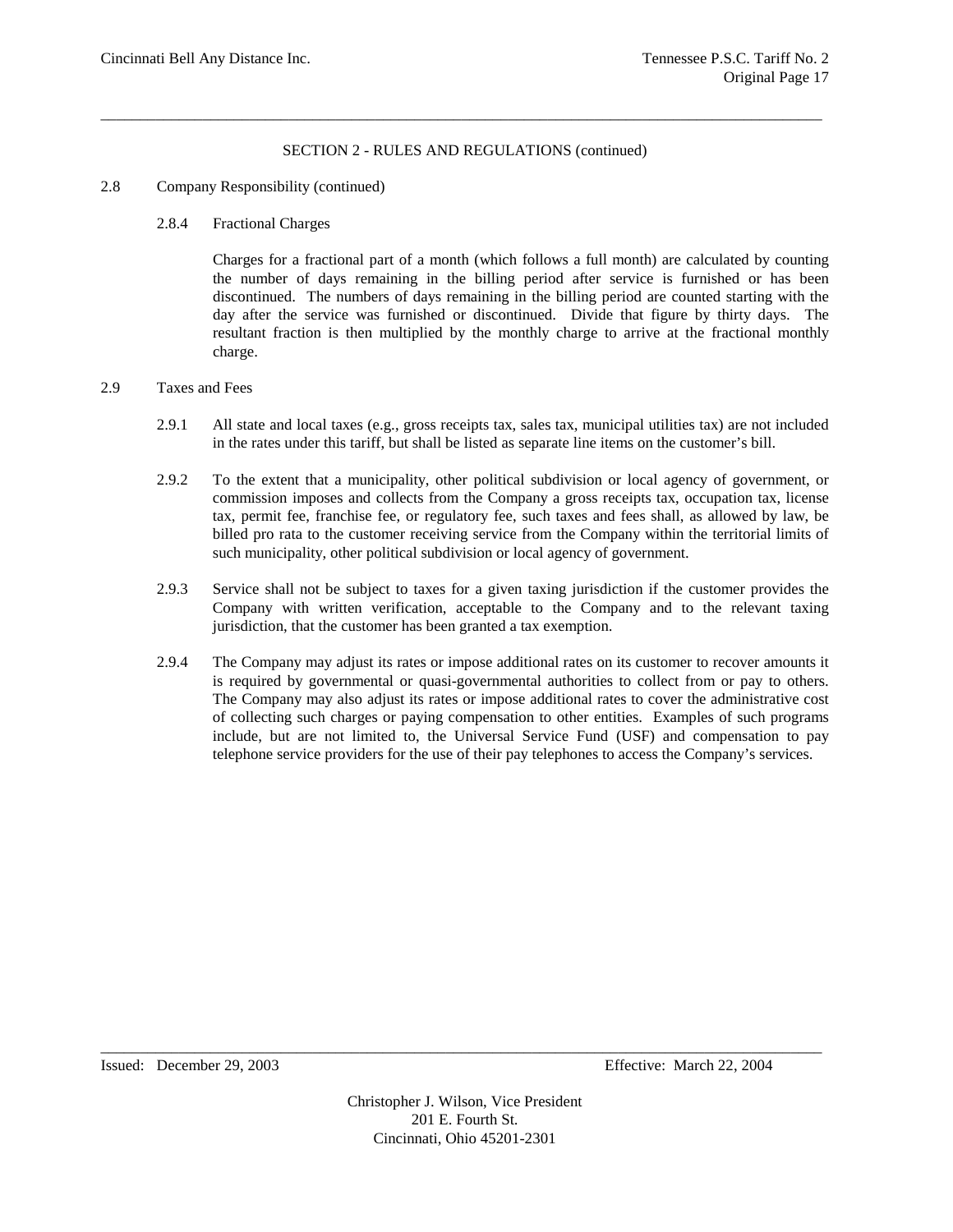SECTION 2 - RULES AND REGULATIONS (continued)

2.8 Company Responsibility (continued)

2.8.4 Fractional Charges

Charges for a fractional part of a month (which follows a full month) are calculated by counting the number of days remaining in the billing period after service is furnished or has been discontinued. The numbers of days remaining in the billing period are counted starting with the day after the service was furnished or discontinued. Divide that figure by thirty days. The resultant fraction is then multiplied by the monthly charge to arrive at the fractional monthly charge.

2.9 Taxes and Fees

2.9.1 All state and local taxes (e.g., gross receipts tax, sales tax, municipal utilities tax) are not included in the rates under this tariff, but shall be listed as separate line items on the customer's bill.

2.9.2 To the extent that a municipality, other political subdivision or local agency of government, or commission imposes and collects from the Company a gross receipts tax, occupation tax, license tax, permit fee, franchise fee, or regulatory fee, such taxes and fees shall, as allowed by law, be billed pro rata to the customer receiving service from the Company within the territorial limits of such municipality, other political subdivision or local agency of government.

2.9.3 Service shall not be subject to taxes for a given taxing jurisdiction if the customer provides the Company with written verification, acceptable to the Company and to the relevant taxing jurisdiction, that the customer has been granted a tax exemption.

2.9.4 The Company may adjust its rates or impose additional rates on its customer to recover amounts it is required by governmental or quasi-governmental authorities to collect from or pay to others. The Company may also adjust its rates or impose additional rates to cover the administrative cost of collecting such charges or paying compensation to other entities. Examples of such programs include, but are not limited to, the Universal Service Fund (USF) and compensation to pay telephone service providers for the use of their pay telephones to access the Company's services.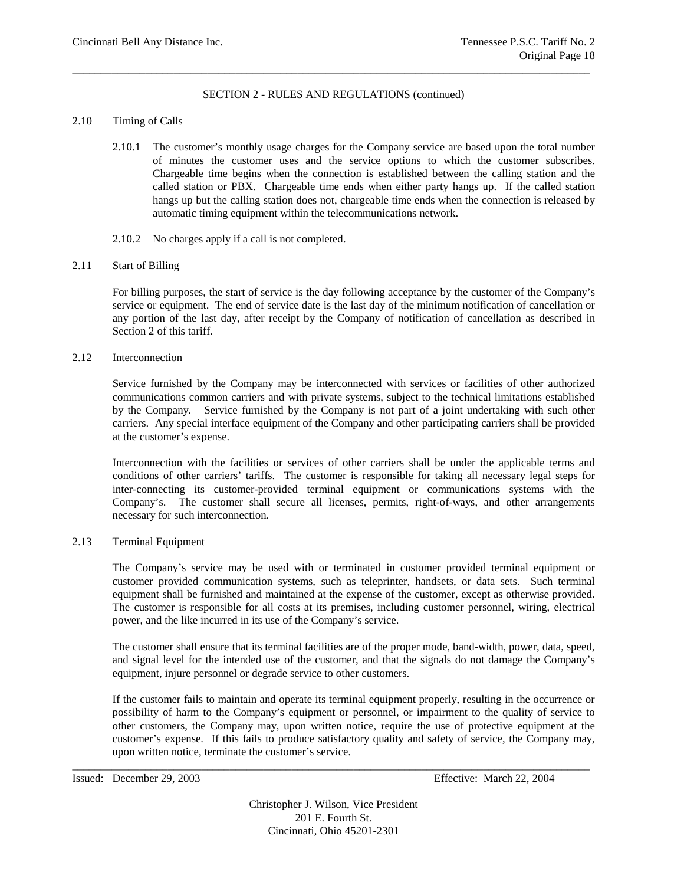## SECTION 2 - RULES AND REGULATIONS (continued)

### 2.10 Timing of Calls

2.10.1 The customer's monthly usage charges for the Company service are based upon the total number of minutes the customer uses and the service options to which the customer subscribes. Chargeable time begins when the connection is established between the calling station and the called station or PBX. Chargeable time ends when either party hangs up. If the called station hangs up but the calling station does not, chargeable time ends when the connection is released by automatic timing equipment within the telecommunications network.

2.10.2 No charges apply if a call is not completed.

### 2.11 Start of Billing

For billing purposes, the start of service is the day following acceptance by the customer of the Company's service or equipment. The end of service date is the last day of the minimum notification of cancellation or any portion of the last day, after receipt by the Company of notification of cancellation as described in Section 2 of this tariff.

### 2.12 Interconnection

Service furnished by the Company may be interconnected with services or facilities of other authorized communications common carriers and with private systems, subject to the technical limitations established by the Company. Service furnished by the Company is not part of a joint undertaking with such other carriers. Any special interface equipment of the Company and other participating carriers shall be provided at the customer's expense.

Interconnection with the facilities or services of other carriers shall be under the applicable terms and conditions of other carriers' tariffs. The customer is responsible for taking all necessary legal steps for inter-connecting its customer-provided terminal equipment or communications systems with the Company's. The customer shall secure all licenses, permits, right-of-ways, and other arrangements necessary for such interconnection.

### 2.13 Terminal Equipment

The Company's service may be used with or terminated in customer provided terminal equipment or customer provided communication systems, such as teleprinter, handsets, or data sets. Such terminal equipment shall be furnished and maintained at the expense of the customer, except as otherwise provided. The customer is responsible for all costs at its premises, including customer personnel, wiring, electrical power, and the like incurred in its use of the Company's service.

The customer shall ensure that its terminal facilities are of the proper mode, band-width, power, data, speed, and signal level for the intended use of the customer, and that the signals do not damage the Company's equipment, injure personnel or degrade service to other customers.

If the customer fails to maintain and operate its terminal equipment properly, resulting in the occurrence or possibility of harm to the Company's equipment or personnel, or impairment to the quality of service to other customers, the Company may, upon written notice, require the use of protective equipment at the customer's expense. If this fails to produce satisfactory quality and safety of service, the Company may, upon written notice, terminate the customer's service.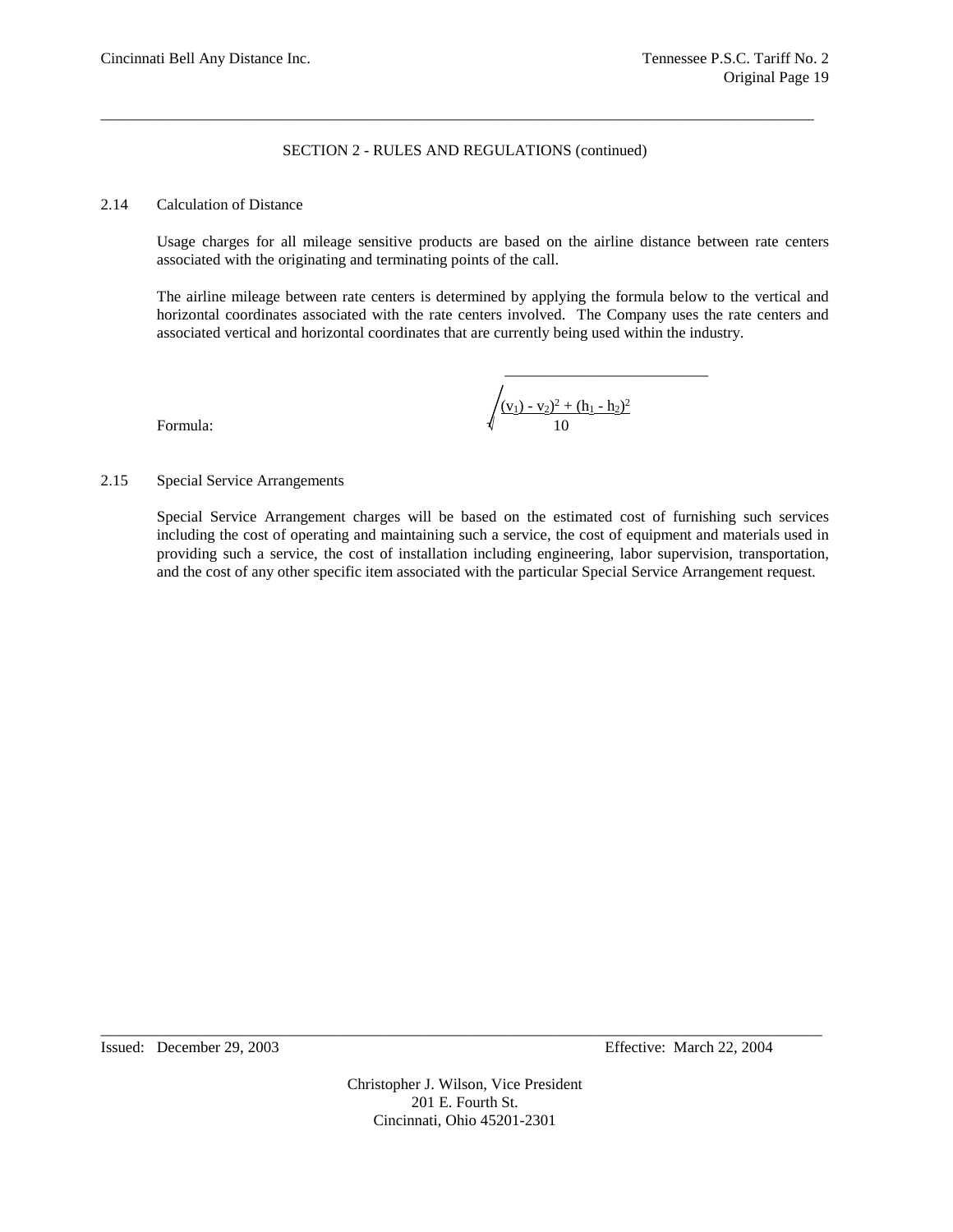## SECTION 2 - RULES AND REGULATIONS (continued)

### 2.14 Calculation of Distance

Usage charges for all mileage sensitive products are based on the airline distance between rate centers associated with the originating and terminating points of the call.

The airline mileage between rate centers is determined by applying the formula below to the vertical and horizontal coordinates associated with the rate centers involved. The Company uses the rate centers and associated vertical and horizontal coordinates that are currently being used within the industry.

Formula:

$$\sqrt{\frac{(v_1) - v_2)^2 + (h_1 - h_2)^2}{10}}$$

### 2.15 Special Service Arrangements

Special Service Arrangement charges will be based on the estimated cost of furnishing such services including the cost of operating and maintaining such a service, the cost of equipment and materials used in providing such a service, the cost of installation including engineering, labor supervision, transportation, and the cost of any other specific item associated with the particular Special Service Arrangement request.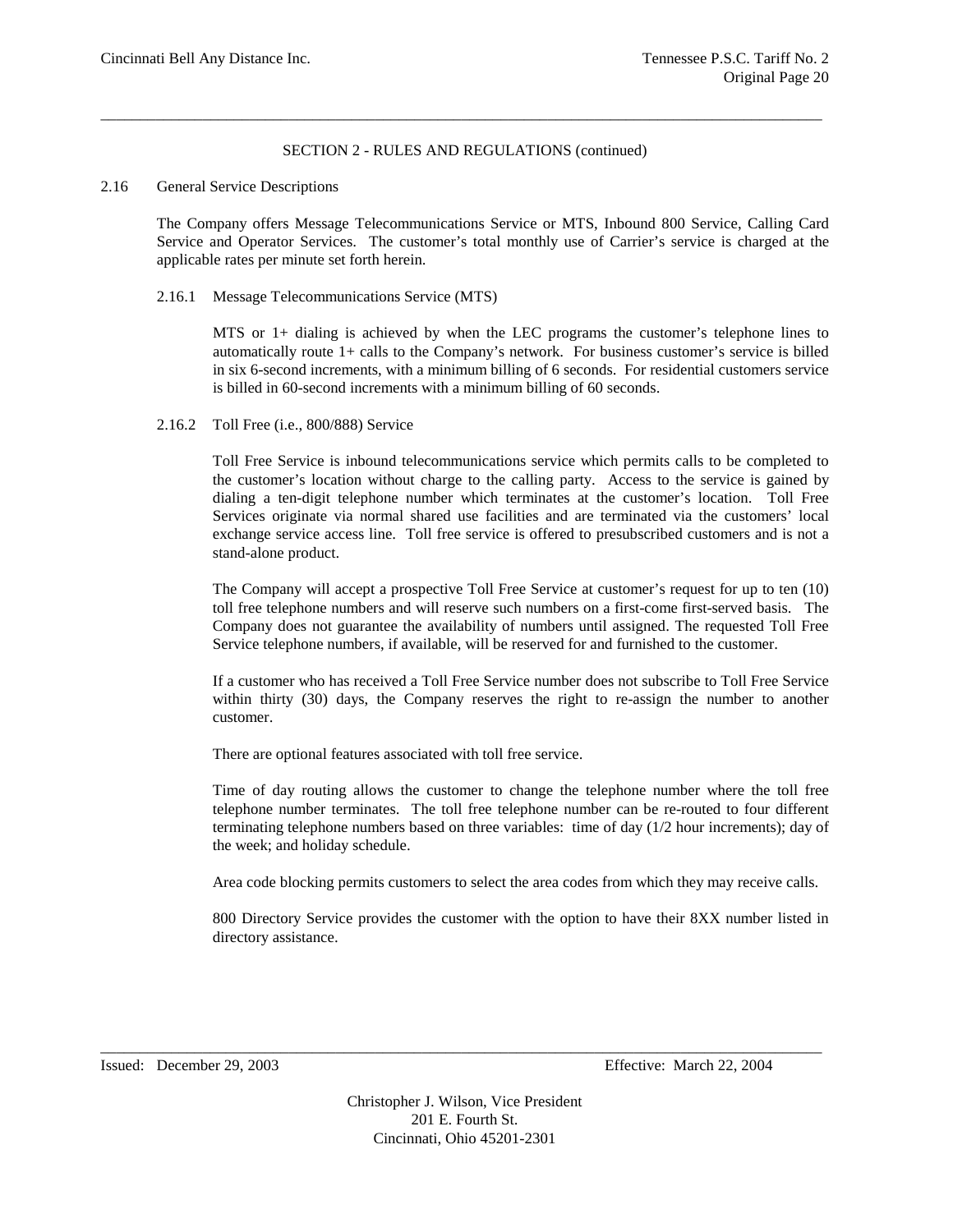SECTION 2 - RULES AND REGULATIONS (continued)

2.16 General Service Descriptions

The Company offers Message Telecommunications Service or MTS, Inbound 800 Service, Calling Card Service and Operator Services. The customer's total monthly use of Carrier's service is charged at the applicable rates per minute set forth herein.

2.16.1 Message Telecommunications Service (MTS)

MTS or 1+ dialing is achieved by when the LEC programs the customer's telephone lines to automatically route 1+ calls to the Company's network. For business customer's service is billed in six 6-second increments, with a minimum billing of 6 seconds. For residential customers service is billed in 60-second increments with a minimum billing of 60 seconds.

2.16.2 Toll Free (i.e., 800/888) Service

Toll Free Service is inbound telecommunications service which permits calls to be completed to the customer's location without charge to the calling party. Access to the service is gained by dialing a ten-digit telephone number which terminates at the customer's location. Toll Free Services originate via normal shared use facilities and are terminated via the customers' local exchange service access line. Toll free service is offered to presubscribed customers and is not a stand-alone product.

The Company will accept a prospective Toll Free Service at customer's request for up to ten (10) toll free telephone numbers and will reserve such numbers on a first-come first-served basis. The Company does not guarantee the availability of numbers until assigned. The requested Toll Free Service telephone numbers, if available, will be reserved for and furnished to the customer.

If a customer who has received a Toll Free Service number does not subscribe to Toll Free Service within thirty (30) days, the Company reserves the right to re-assign the number to another customer.

There are optional features associated with toll free service.

Time of day routing allows the customer to change the telephone number where the toll free telephone number terminates. The toll free telephone number can be re-routed to four different terminating telephone numbers based on three variables: time of day (1/2 hour increments); day of the week; and holiday schedule.

Area code blocking permits customers to select the area codes from which they may receive calls.

800 Directory Service provides the customer with the option to have their 8XX number listed in directory assistance.

Issued: December 29, 2003 Effective: March 22, 2004

Christopher J. Wilson, Vice President
201 E. Fourth St.
Cincinnati, Ohio 45201-2301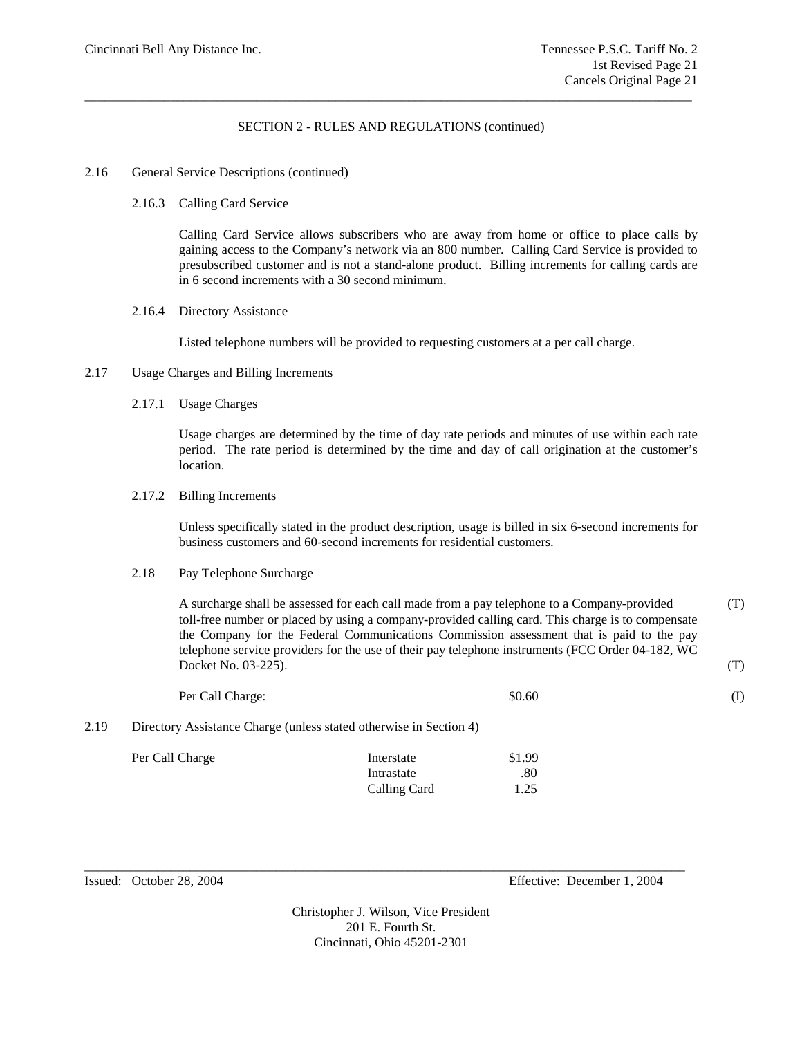SECTION 2 - RULES AND REGULATIONS (continued)

2.16 General Service Descriptions (continued)

2.16.3 Calling Card Service

Calling Card Service allows subscribers who are away from home or office to place calls by gaining access to the Company's network via an 800 number. Calling Card Service is provided to presubscribed customer and is not a stand-alone product. Billing increments for calling cards are in 6 second increments with a 30 second minimum.

2.16.4 Directory Assistance

Listed telephone numbers will be provided to requesting customers at a per call charge.

2.17 Usage Charges and Billing Increments

2.17.1 Usage Charges

Usage charges are determined by the time of day rate periods and minutes of use within each rate period. The rate period is determined by the time and day of call origination at the customer's location.

2.17.2 Billing Increments

Unless specifically stated in the product description, usage is billed in six 6-second increments for business customers and 60-second increments for residential customers.

2.18 Pay Telephone Surcharge

A surcharge shall be assessed for each call made from a pay telephone to a Company-provided toll-free number or placed by using a company-provided calling card. This charge is to compensate the Company for the Federal Communications Commission assessment that is paid to the pay telephone service providers for the use of their pay telephone instruments (FCC Order 04-182, WC Docket No. 03-225). (T)

Per Call Charge: $0.60 (I)

2.19 Directory Assistance Charge (unless stated otherwise in Section 4)

| Per Call Charge | Interstate | $1.99 |
|---|---|---|
| | Intrastate | .80 |
| | Calling Card | 1.25 |

Issued: October 28, 2004 Effective: December 1, 2004

Christopher J. Wilson, Vice President
201 E. Fourth St.
Cincinnati, Ohio 45201-2301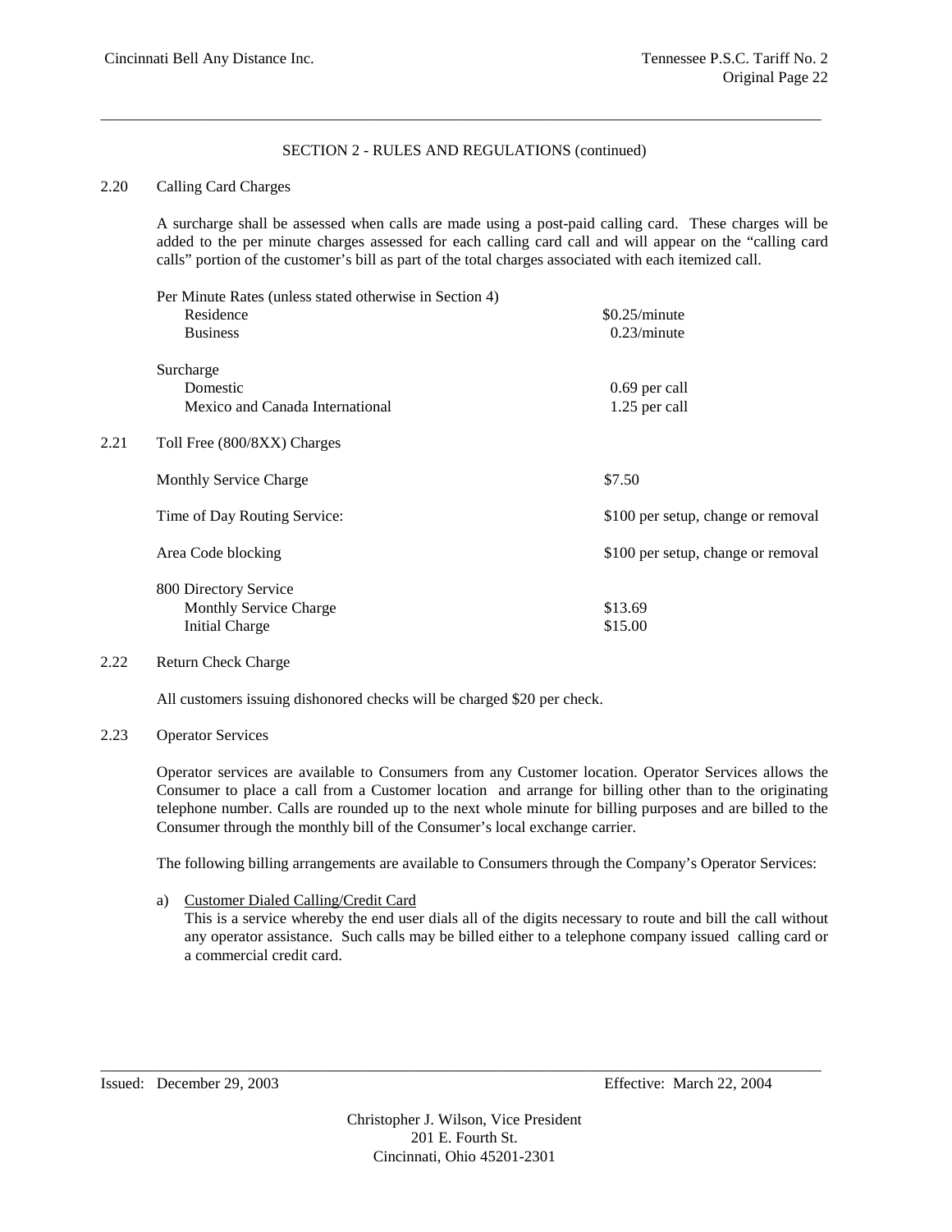SECTION 2 - RULES AND REGULATIONS (continued)

2.20 Calling Card Charges

A surcharge shall be assessed when calls are made using a post-paid calling card. These charges will be added to the per minute charges assessed for each calling card call and will appear on the "calling card calls" portion of the customer's bill as part of the total charges associated with each itemized call.

| | |
|---|---|
| Per Minute Rates (unless stated otherwise in Section 4) | |
| Residence | $0.25/minute |
| Business | 0.23/minute |
| Surcharge | |
| Domestic | 0.69 per call |
| Mexico and Canada International | 1.25 per call |

2.21 Toll Free (800/8XX) Charges

| | |
|---|---|
| Monthly Service Charge | $7.50 |
| Time of Day Routing Service: | $100 per setup, change or removal |
| Area Code blocking | $100 per setup, change or removal |
| 800 Directory Service | |
| Monthly Service Charge | $13.69 |
| Initial Charge | $15.00 |

2.22 Return Check Charge

All customers issuing dishonored checks will be charged $20 per check.

2.23 Operator Services

Operator services are available to Consumers from any Customer location. Operator Services allows the Consumer to place a call from a Customer location and arrange for billing other than to the originating telephone number. Calls are rounded up to the next whole minute for billing purposes and are billed to the Consumer through the monthly bill of the Consumer's local exchange carrier.

The following billing arrangements are available to Consumers through the Company's Operator Services:

a) Customer Dialed Calling/Credit Card
This is a service whereby the end user dials all of the digits necessary to route and bill the call without any operator assistance. Such calls may be billed either to a telephone company issued calling card or a commercial credit card.

Issued: December 29, 2003 Effective: March 22, 2004

Christopher J. Wilson, Vice President
201 E. Fourth St.
Cincinnati, Ohio 45201-2301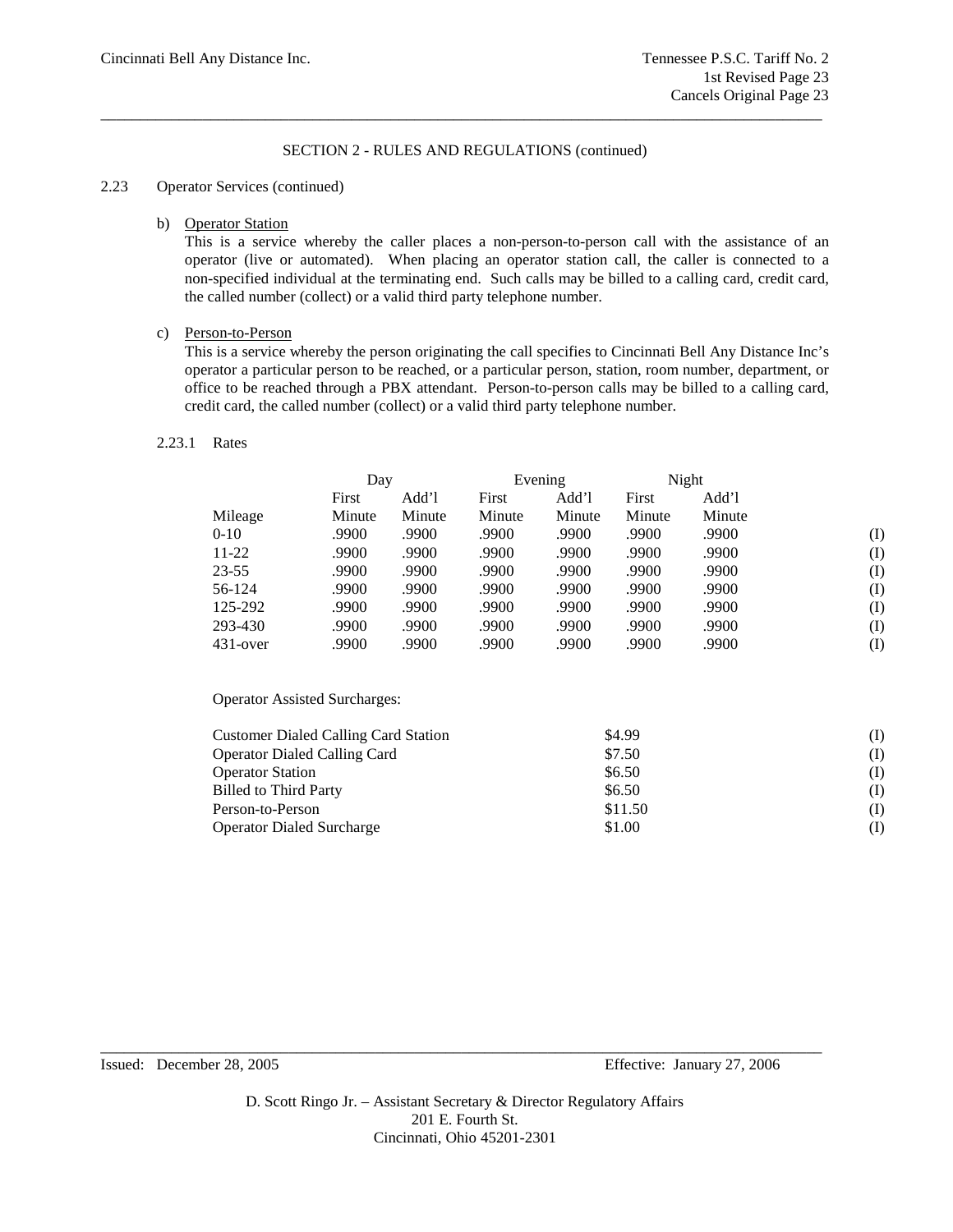## SECTION 2 - RULES AND REGULATIONS (continued)

2.23 Operator Services (continued)

b) Operator Station

This is a service whereby the caller places a non-person-to-person call with the assistance of an operator (live or automated). When placing an operator station call, the caller is connected to a non-specified individual at the terminating end. Such calls may be billed to a calling card, credit card, the called number (collect) or a valid third party telephone number.

c) Person-to-Person

This is a service whereby the person originating the call specifies to Cincinnati Bell Any Distance Inc's operator a particular person to be reached, or a particular person, station, room number, department, or office to be reached through a PBX attendant. Person-to-person calls may be billed to a calling card, credit card, the called number (collect) or a valid third party telephone number.

2.23.1 Rates

| | Day | | Evening | | Night | | |
|---|---|---|---|---|---|---|---|
| Mileage | First Minute | Add'l Minute | First Minute | Add'l Minute | First Minute | Add'l Minute | |
| 0-10 | .9900 | .9900 | .9900 | .9900 | .9900 | .9900 | (I) |
| 11-22 | .9900 | .9900 | .9900 | .9900 | .9900 | .9900 | (I) |
| 23-55 | .9900 | .9900 | .9900 | .9900 | .9900 | .9900 | (I) |
| 56-124 | .9900 | .9900 | .9900 | .9900 | .9900 | .9900 | (I) |
| 125-292 | .9900 | .9900 | .9900 | .9900 | .9900 | .9900 | (I) |
| 293-430 | .9900 | .9900 | .9900 | .9900 | .9900 | .9900 | (I) |
| 431-over | .9900 | .9900 | .9900 | .9900 | .9900 | .9900 | (I) |

Operator Assisted Surcharges:

| Surcharge | Rate | |
|---|---|---|
| Customer Dialed Calling Card Station | $4.99 | (I) |
| Operator Dialed Calling Card | $7.50 | (I) |
| Operator Station | $6.50 | (I) |
| Billed to Third Party | $6.50 | (I) |
| Person-to-Person | $11.50 | (I) |
| Operator Dialed Surcharge | $1.00 | (I) |

Issued: December 28, 2005 Effective: January 27, 2006

D. Scott Ringo Jr. – Assistant Secretary & Director Regulatory Affairs
201 E. Fourth St.
Cincinnati, Ohio 45201-2301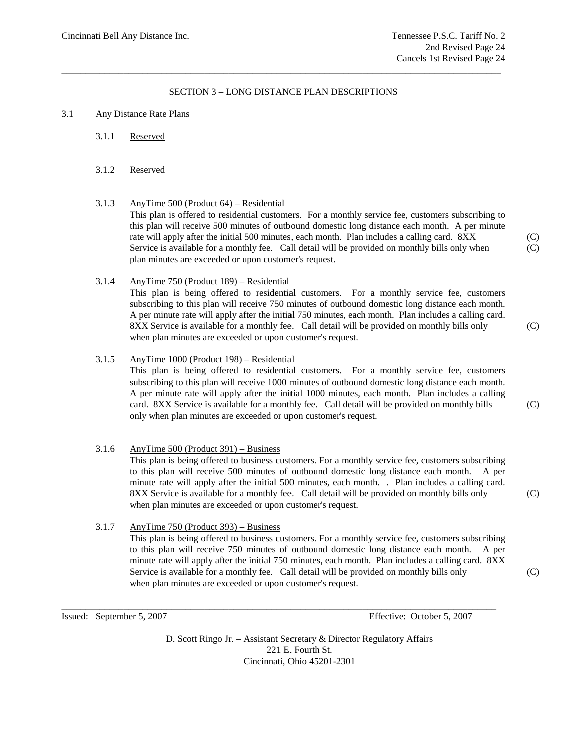## SECTION 3 – LONG DISTANCE PLAN DESCRIPTIONS

3.1 Any Distance Rate Plans

3.1.1 Reserved

3.1.2 Reserved

3.1.3 AnyTime 500 (Product 64) – Residential

This plan is offered to residential customers. For a monthly service fee, customers subscribing to this plan will receive 500 minutes of outbound domestic long distance each month. A per minute rate will apply after the initial 500 minutes, each month. Plan includes a calling card. 8XX Service is available for a monthly fee. Call detail will be provided on monthly bills only when plan minutes are exceeded or upon customer's request. (C) (C)

3.1.4 AnyTime 750 (Product 189) – Residential

This plan is being offered to residential customers. For a monthly service fee, customers subscribing to this plan will receive 750 minutes of outbound domestic long distance each month. A per minute rate will apply after the initial 750 minutes, each month. Plan includes a calling card. 8XX Service is available for a monthly fee. Call detail will be provided on monthly bills only when plan minutes are exceeded or upon customer's request. (C)

3.1.5 AnyTime 1000 (Product 198) – Residential

This plan is being offered to residential customers. For a monthly service fee, customers subscribing to this plan will receive 1000 minutes of outbound domestic long distance each month. A per minute rate will apply after the initial 1000 minutes, each month. Plan includes a calling card. 8XX Service is available for a monthly fee. Call detail will be provided on monthly bills only when plan minutes are exceeded or upon customer's request. (C)

3.1.6 AnyTime 500 (Product 391) – Business

This plan is being offered to business customers. For a monthly service fee, customers subscribing to this plan will receive 500 minutes of outbound domestic long distance each month. A per minute rate will apply after the initial 500 minutes, each month. . Plan includes a calling card. 8XX Service is available for a monthly fee. Call detail will be provided on monthly bills only when plan minutes are exceeded or upon customer's request. (C)

3.1.7 AnyTime 750 (Product 393) – Business

This plan is being offered to business customers. For a monthly service fee, customers subscribing to this plan will receive 750 minutes of outbound domestic long distance each month. A per minute rate will apply after the initial 750 minutes, each month. Plan includes a calling card. 8XX Service is available for a monthly fee. Call detail will be provided on monthly bills only when plan minutes are exceeded or upon customer's request. (C)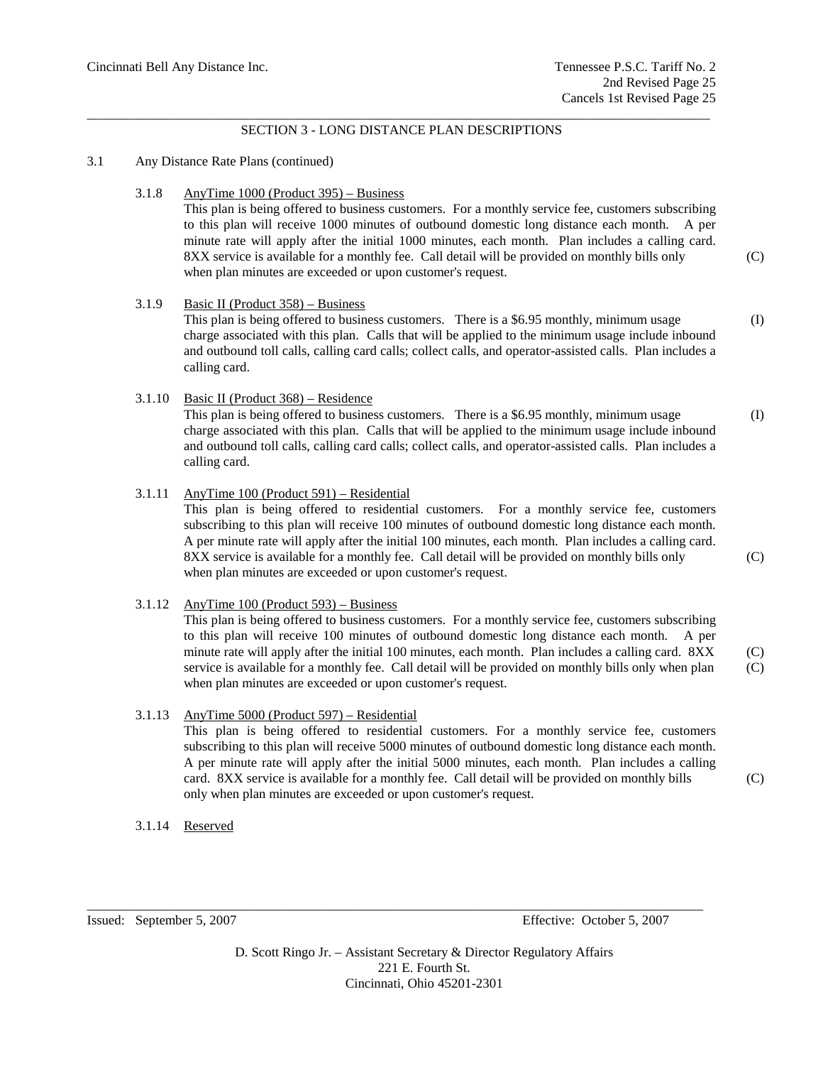## SECTION 3 - LONG DISTANCE PLAN DESCRIPTIONS

3.1 Any Distance Rate Plans (continued)

3.1.8 AnyTime 1000 (Product 395) – Business

This plan is being offered to business customers. For a monthly service fee, customers subscribing to this plan will receive 1000 minutes of outbound domestic long distance each month. A per minute rate will apply after the initial 1000 minutes, each month. Plan includes a calling card. 8XX service is available for a monthly fee. Call detail will be provided on monthly bills only when plan minutes are exceeded or upon customer's request. (C)

3.1.9 Basic II (Product 358) – Business

This plan is being offered to business customers. There is a $6.95 monthly, minimum usage charge associated with this plan. Calls that will be applied to the minimum usage include inbound and outbound toll calls, calling card calls; collect calls, and operator-assisted calls. Plan includes a calling card. (I)

3.1.10 Basic II (Product 368) – Residence

This plan is being offered to business customers. There is a $6.95 monthly, minimum usage charge associated with this plan. Calls that will be applied to the minimum usage include inbound and outbound toll calls, calling card calls; collect calls, and operator-assisted calls. Plan includes a calling card. (I)

3.1.11 AnyTime 100 (Product 591) – Residential

This plan is being offered to residential customers. For a monthly service fee, customers subscribing to this plan will receive 100 minutes of outbound domestic long distance each month. A per minute rate will apply after the initial 100 minutes, each month. Plan includes a calling card. 8XX service is available for a monthly fee. Call detail will be provided on monthly bills only when plan minutes are exceeded or upon customer's request. (C)

3.1.12 AnyTime 100 (Product 593) – Business

This plan is being offered to business customers. For a monthly service fee, customers subscribing to this plan will receive 100 minutes of outbound domestic long distance each month. A per minute rate will apply after the initial 100 minutes, each month. Plan includes a calling card. 8XX service is available for a monthly fee. Call detail will be provided on monthly bills only when plan when plan minutes are exceeded or upon customer's request. (C) (C)

3.1.13 AnyTime 5000 (Product 597) – Residential

This plan is being offered to residential customers. For a monthly service fee, customers subscribing to this plan will receive 5000 minutes of outbound domestic long distance each month. A per minute rate will apply after the initial 5000 minutes, each month. Plan includes a calling card. 8XX service is available for a monthly fee. Call detail will be provided on monthly bills only when plan minutes are exceeded or upon customer's request. (C)

3.1.14 Reserved

Issued: September 5, 2007 Effective: October 5, 2007

D. Scott Ringo Jr. – Assistant Secretary & Director Regulatory Affairs
221 E. Fourth St.
Cincinnati, Ohio 45201-2301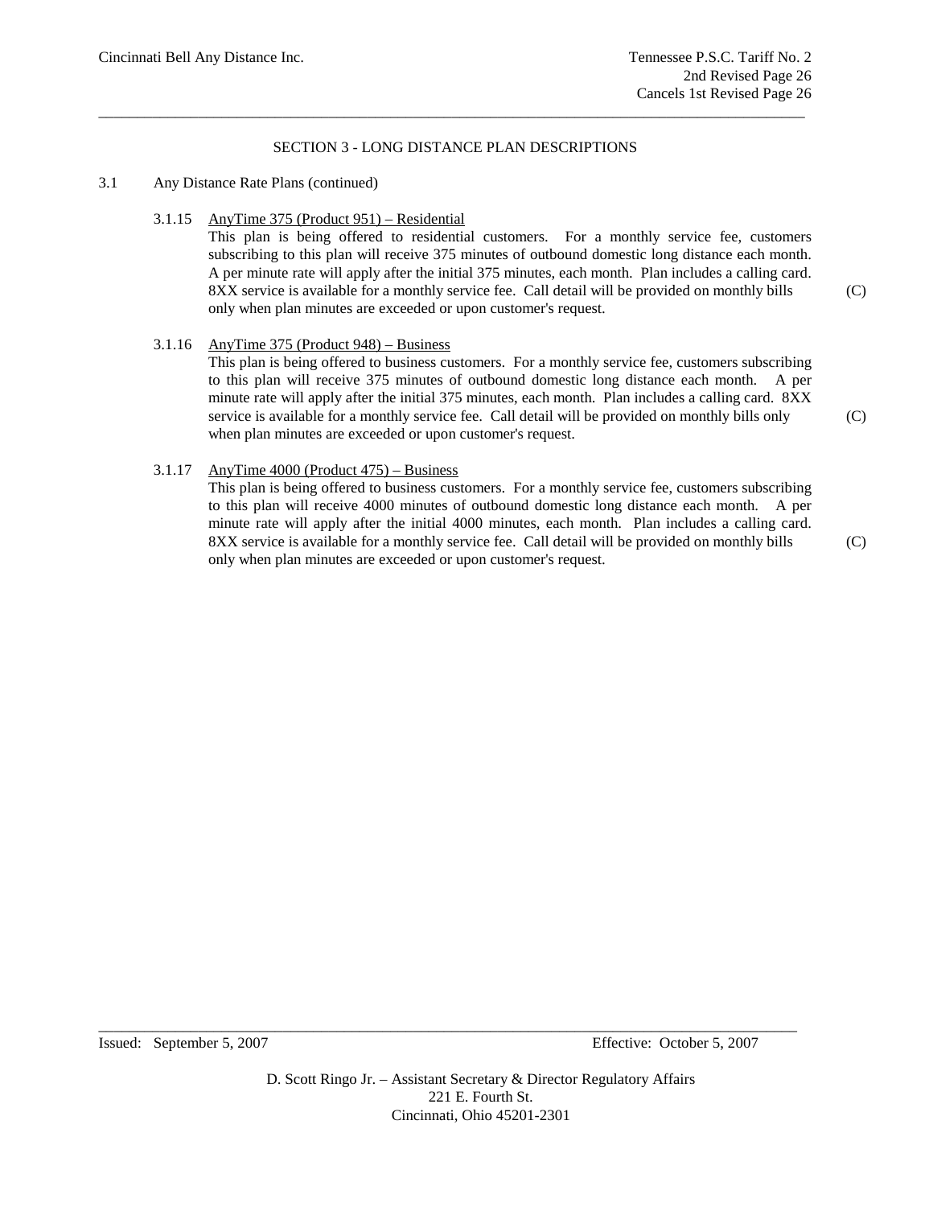## SECTION 3 - LONG DISTANCE PLAN DESCRIPTIONS

3.1 Any Distance Rate Plans (continued)

3.1.15 <u>AnyTime 375 (Product 951) – Residential</u>

This plan is being offered to residential customers. For a monthly service fee, customers subscribing to this plan will receive 375 minutes of outbound domestic long distance each month. A per minute rate will apply after the initial 375 minutes, each month. Plan includes a calling card. 8XX service is available for a monthly service fee. Call detail will be provided on monthly bills only when plan minutes are exceeded or upon customer's request. (C)

3.1.16 <u>AnyTime 375 (Product 948) – Business</u>

This plan is being offered to business customers. For a monthly service fee, customers subscribing to this plan will receive 375 minutes of outbound domestic long distance each month. A per minute rate will apply after the initial 375 minutes, each month. Plan includes a calling card. 8XX service is available for a monthly service fee. Call detail will be provided on monthly bills only when plan minutes are exceeded or upon customer's request. (C)

3.1.17 <u>AnyTime 4000 (Product 475) – Business</u>

This plan is being offered to business customers. For a monthly service fee, customers subscribing to this plan will receive 4000 minutes of outbound domestic long distance each month. A per minute rate will apply after the initial 4000 minutes, each month. Plan includes a calling card. 8XX service is available for a monthly service fee. Call detail will be provided on monthly bills only when plan minutes are exceeded or upon customer's request. (C)

Issued: September 5, 2007 Effective: October 5, 2007

D. Scott Ringo Jr. – Assistant Secretary & Director Regulatory Affairs
221 E. Fourth St.
Cincinnati, Ohio 45201-2301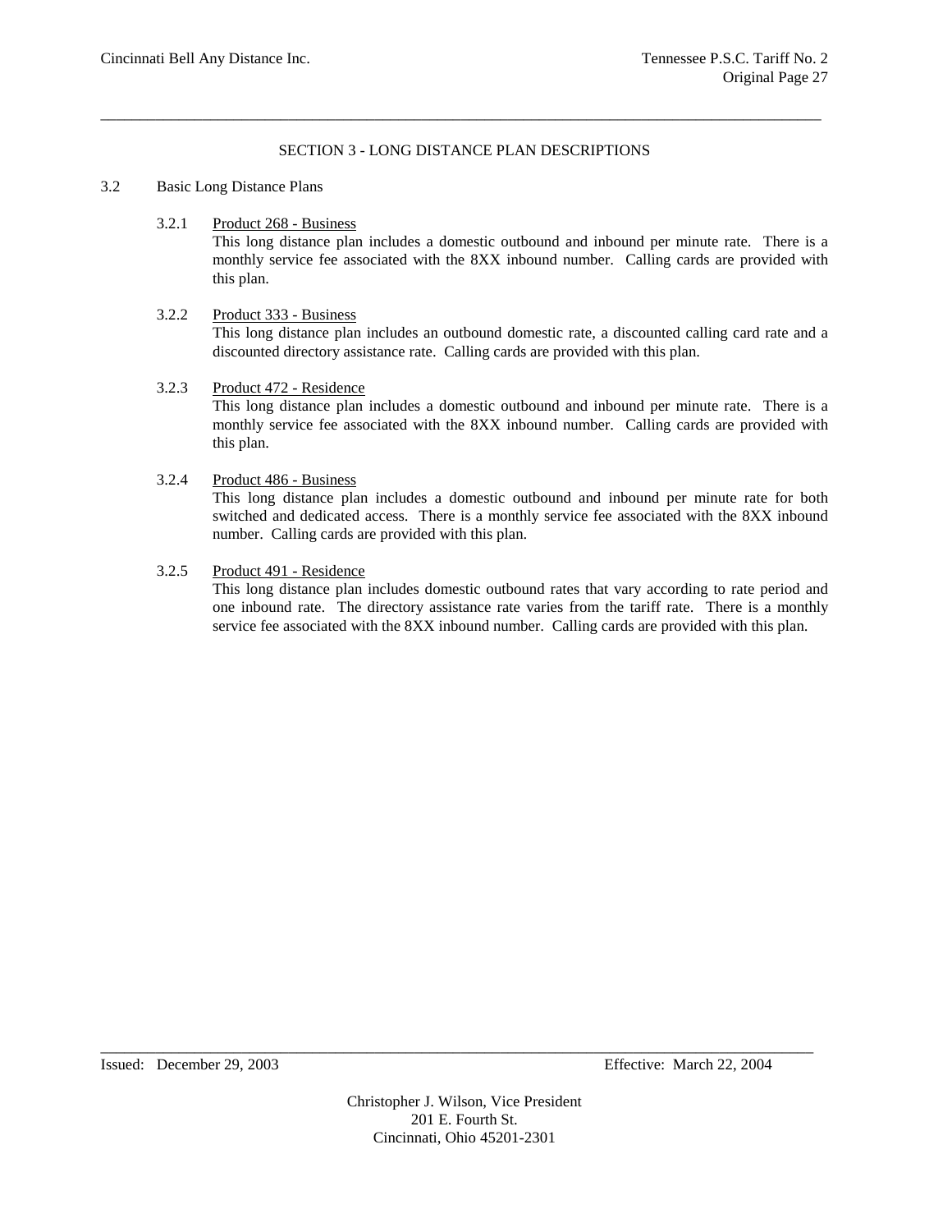## SECTION 3 - LONG DISTANCE PLAN DESCRIPTIONS

### 3.2 Basic Long Distance Plans

3.2.1 Product 268 - Business

This long distance plan includes a domestic outbound and inbound per minute rate. There is a monthly service fee associated with the 8XX inbound number. Calling cards are provided with this plan.

3.2.2 Product 333 - Business

This long distance plan includes an outbound domestic rate, a discounted calling card rate and a discounted directory assistance rate. Calling cards are provided with this plan.

3.2.3 Product 472 - Residence

This long distance plan includes a domestic outbound and inbound per minute rate. There is a monthly service fee associated with the 8XX inbound number. Calling cards are provided with this plan.

3.2.4 Product 486 - Business

This long distance plan includes a domestic outbound and inbound per minute rate for both switched and dedicated access. There is a monthly service fee associated with the 8XX inbound number. Calling cards are provided with this plan.

3.2.5 Product 491 - Residence

This long distance plan includes domestic outbound rates that vary according to rate period and one inbound rate. The directory assistance rate varies from the tariff rate. There is a monthly service fee associated with the 8XX inbound number. Calling cards are provided with this plan.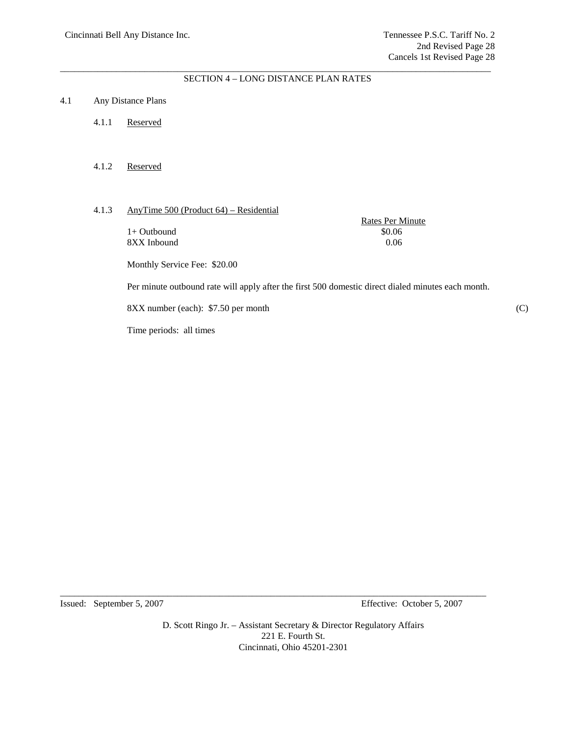## SECTION 4 – LONG DISTANCE PLAN RATES

4.1 Any Distance Plans

4.1.1 Reserved

4.1.2 Reserved

4.1.3 AnyTime 500 (Product 64) – Residential

| | Rates Per Minute |
|---|---|
| 1+ Outbound | $0.06 |
| 8XX Inbound | 0.06 |

Monthly Service Fee: $20.00

Per minute outbound rate will apply after the first 500 domestic direct dialed minutes each month.

8XX number (each): $7.50 per month (C)

Time periods: all times

Issued: September 5, 2007 Effective: October 5, 2007

D. Scott Ringo Jr. – Assistant Secretary & Director Regulatory Affairs
221 E. Fourth St.
Cincinnati, Ohio 45201-2301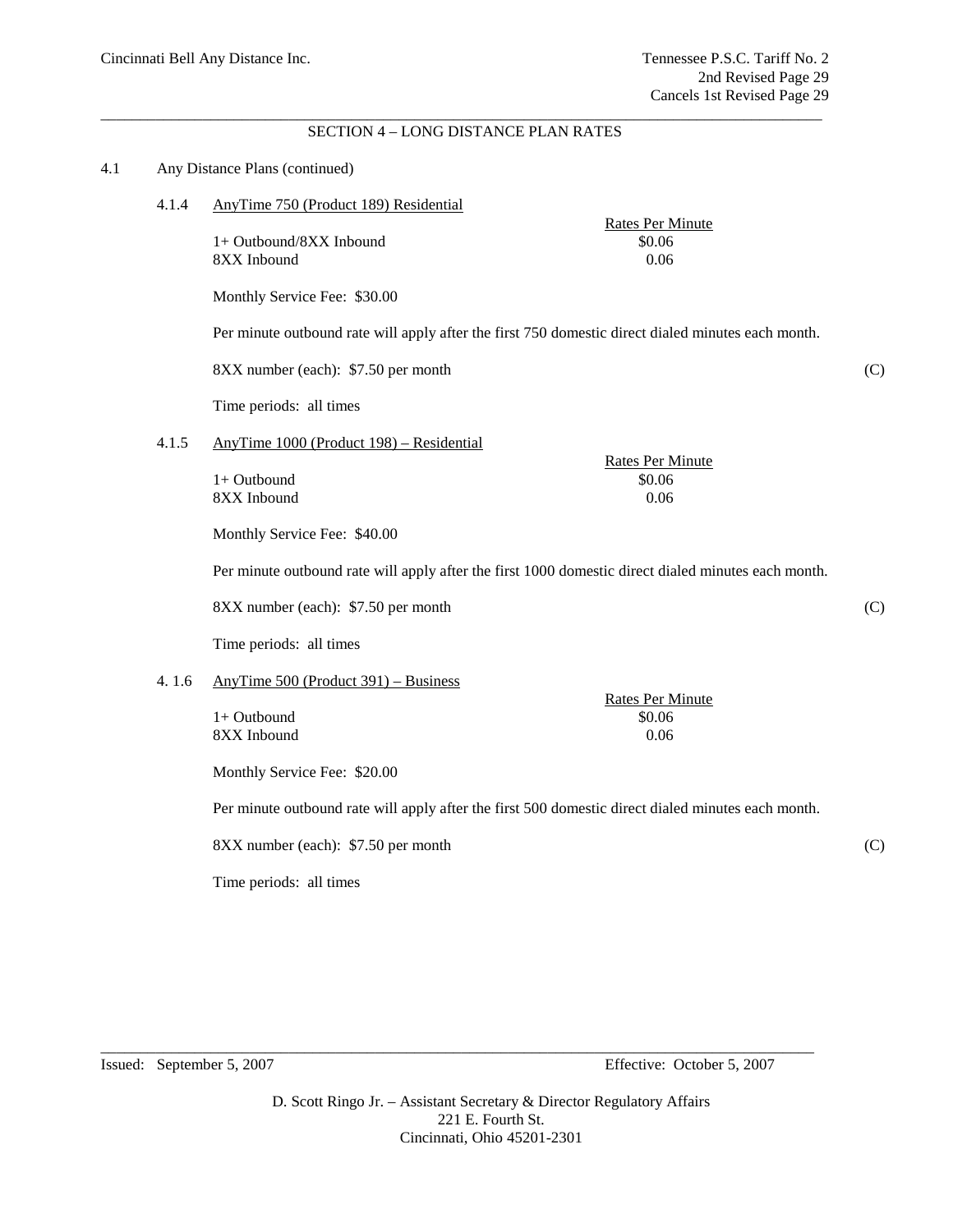## SECTION 4 – LONG DISTANCE PLAN RATES

4.1 Any Distance Plans (continued)

### 4.1.4 AnyTime 750 (Product 189) Residential

| | Rates Per Minute |
|---|---|
| 1+ Outbound/8XX Inbound | $0.06 |
| 8XX Inbound | 0.06 |

Monthly Service Fee: $30.00

Per minute outbound rate will apply after the first 750 domestic direct dialed minutes each month.

8XX number (each): $7.50 per month (C)

Time periods: all times

### 4.1.5 AnyTime 1000 (Product 198) – Residential

| | Rates Per Minute |
|---|---|
| 1+ Outbound | $0.06 |
| 8XX Inbound | 0.06 |

Monthly Service Fee: $40.00

Per minute outbound rate will apply after the first 1000 domestic direct dialed minutes each month.

8XX number (each): $7.50 per month (C)

Time periods: all times

### 4. 1.6 AnyTime 500 (Product 391) – Business

| | Rates Per Minute |
|---|---|
| 1+ Outbound | $0.06 |
| 8XX Inbound | 0.06 |

Monthly Service Fee: $20.00

Per minute outbound rate will apply after the first 500 domestic direct dialed minutes each month.

8XX number (each): $7.50 per month (C)

Time periods: all times

Issued: September 5, 2007 Effective: October 5, 2007

D. Scott Ringo Jr. – Assistant Secretary & Director Regulatory Affairs
221 E. Fourth St.
Cincinnati, Ohio 45201-2301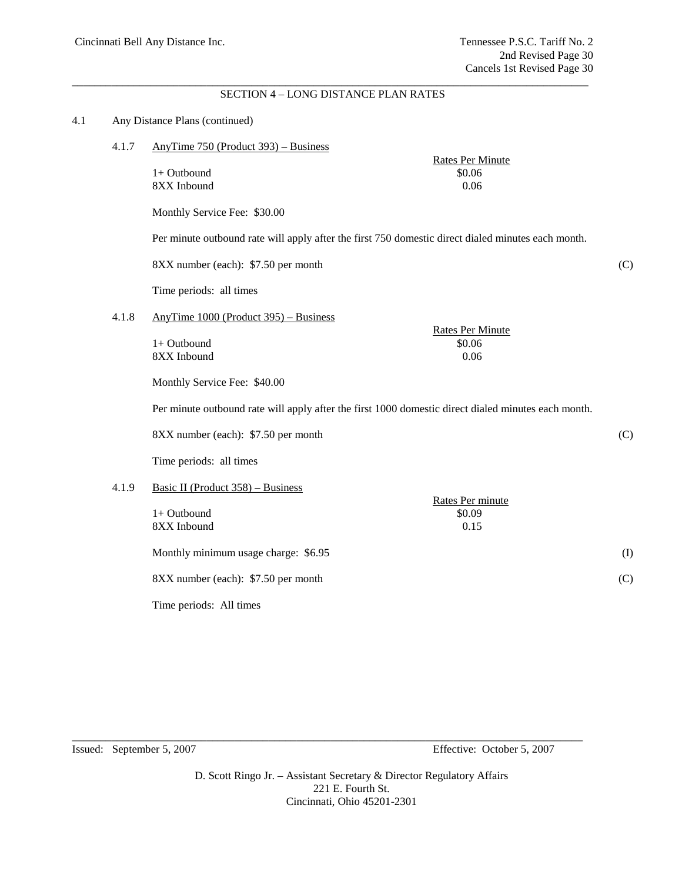## SECTION 4 – LONG DISTANCE PLAN RATES

4.1 Any Distance Plans (continued)

### 4.1.7 AnyTime 750 (Product 393) – Business

| | Rates Per Minute |
|---|---|
| 1+ Outbound | $0.06 |
| 8XX Inbound | 0.06 |

Monthly Service Fee: $30.00

Per minute outbound rate will apply after the first 750 domestic direct dialed minutes each month.

8XX number (each): $7.50 per month (C)

Time periods: all times

### 4.1.8 AnyTime 1000 (Product 395) – Business

| | Rates Per Minute |
|---|---|
| 1+ Outbound | $0.06 |
| 8XX Inbound | 0.06 |

Monthly Service Fee: $40.00

Per minute outbound rate will apply after the first 1000 domestic direct dialed minutes each month.

8XX number (each): $7.50 per month (C)

Time periods: all times

### 4.1.9 Basic II (Product 358) – Business

| | Rates Per minute |
|---|---|
| 1+ Outbound | $0.09 |
| 8XX Inbound | 0.15 |

Monthly minimum usage charge: $6.95 (I)

8XX number (each): $7.50 per month (C)

Time periods: All times

Issued: September 5, 2007 Effective: October 5, 2007

D. Scott Ringo Jr. – Assistant Secretary & Director Regulatory Affairs
221 E. Fourth St.
Cincinnati, Ohio 45201-2301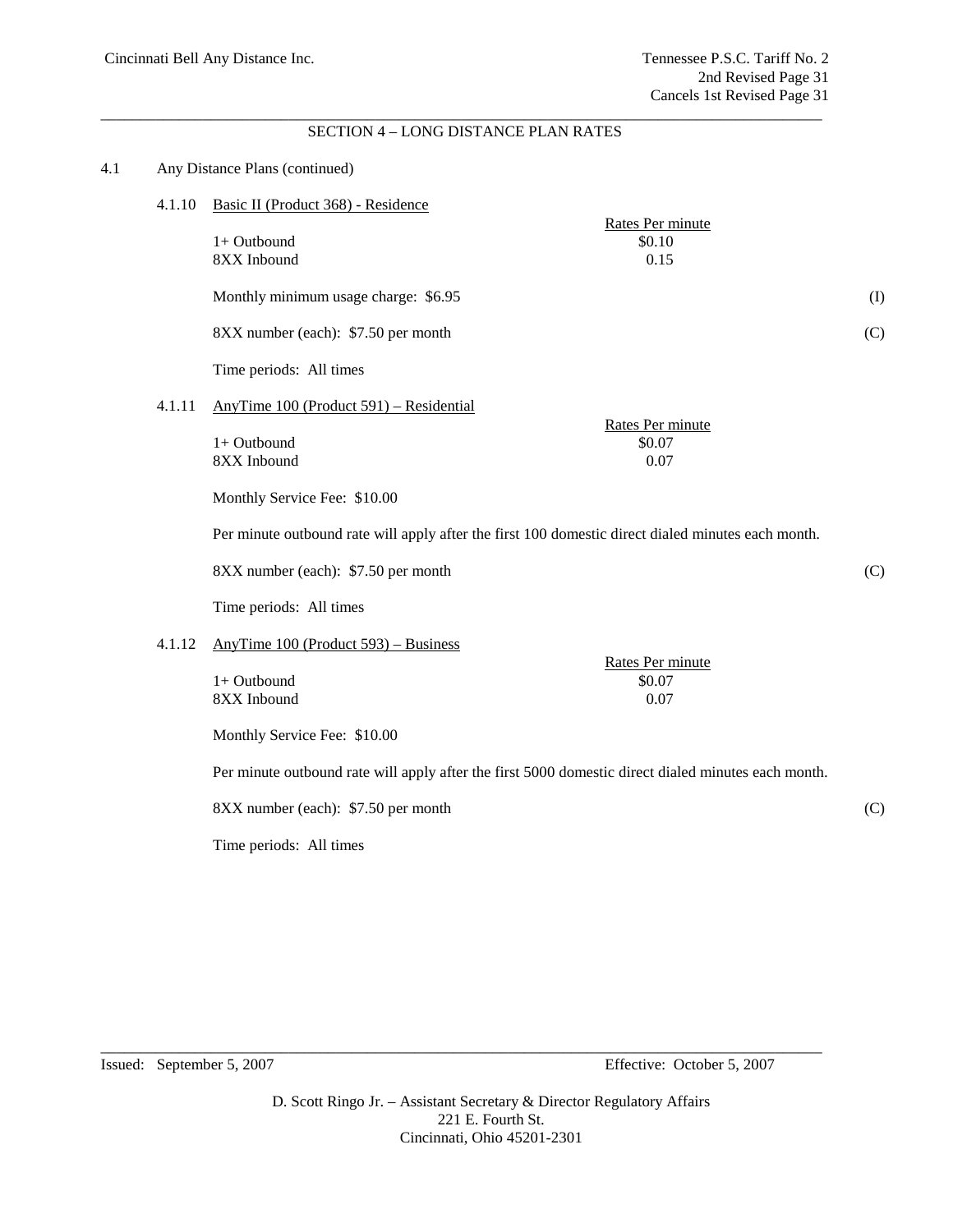## SECTION 4 – LONG DISTANCE PLAN RATES

4.1 Any Distance Plans (continued)

### 4.1.10 Basic II (Product 368) - Residence

| | Rates Per minute |
|---|---|
| 1+ Outbound | $0.10 |
| 8XX Inbound | 0.15 |

Monthly minimum usage charge: $6.95 (I)

8XX number (each): $7.50 per month (C)

Time periods: All times

### 4.1.11 AnyTime 100 (Product 591) – Residential

| | Rates Per minute |
|---|---|
| 1+ Outbound | $0.07 |
| 8XX Inbound | 0.07 |

Monthly Service Fee: $10.00

Per minute outbound rate will apply after the first 100 domestic direct dialed minutes each month.

8XX number (each): $7.50 per month (C)

Time periods: All times

### 4.1.12 AnyTime 100 (Product 593) – Business

| | Rates Per minute |
|---|---|
| 1+ Outbound | $0.07 |
| 8XX Inbound | 0.07 |

Monthly Service Fee: $10.00

Per minute outbound rate will apply after the first 5000 domestic direct dialed minutes each month.

8XX number (each): $7.50 per month (C)

Time periods: All times

Issued: September 5, 2007 Effective: October 5, 2007

D. Scott Ringo Jr. – Assistant Secretary & Director Regulatory Affairs
221 E. Fourth St.
Cincinnati, Ohio 45201-2301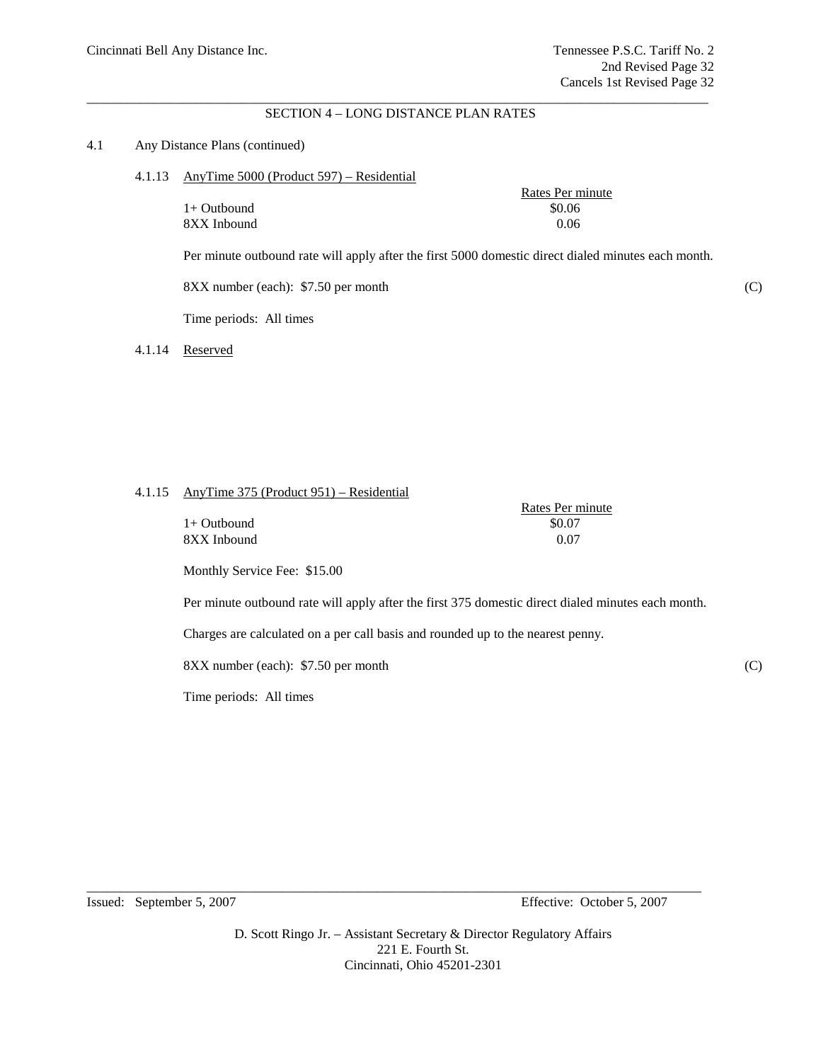## SECTION 4 – LONG DISTANCE PLAN RATES

4.1 Any Distance Plans (continued)

4.1.13 AnyTime 5000 (Product 597) – Residential

| | Rates Per minute |
|---|---|
| 1+ Outbound | $0.06 |
| 8XX Inbound | 0.06 |

Per minute outbound rate will apply after the first 5000 domestic direct dialed minutes each month.

8XX number (each): $7.50 per month (C)

Time periods: All times

4.1.14 Reserved

4.1.15 AnyTime 375 (Product 951) – Residential

| | Rates Per minute |
|---|---|
| 1+ Outbound | $0.07 |
| 8XX Inbound | 0.07 |

Monthly Service Fee: $15.00

Per minute outbound rate will apply after the first 375 domestic direct dialed minutes each month.

Charges are calculated on a per call basis and rounded up to the nearest penny.

8XX number (each): $7.50 per month (C)

Time periods: All times

Issued: September 5, 2007 Effective: October 5, 2007

D. Scott Ringo Jr. – Assistant Secretary & Director Regulatory Affairs
221 E. Fourth St.
Cincinnati, Ohio 45201-2301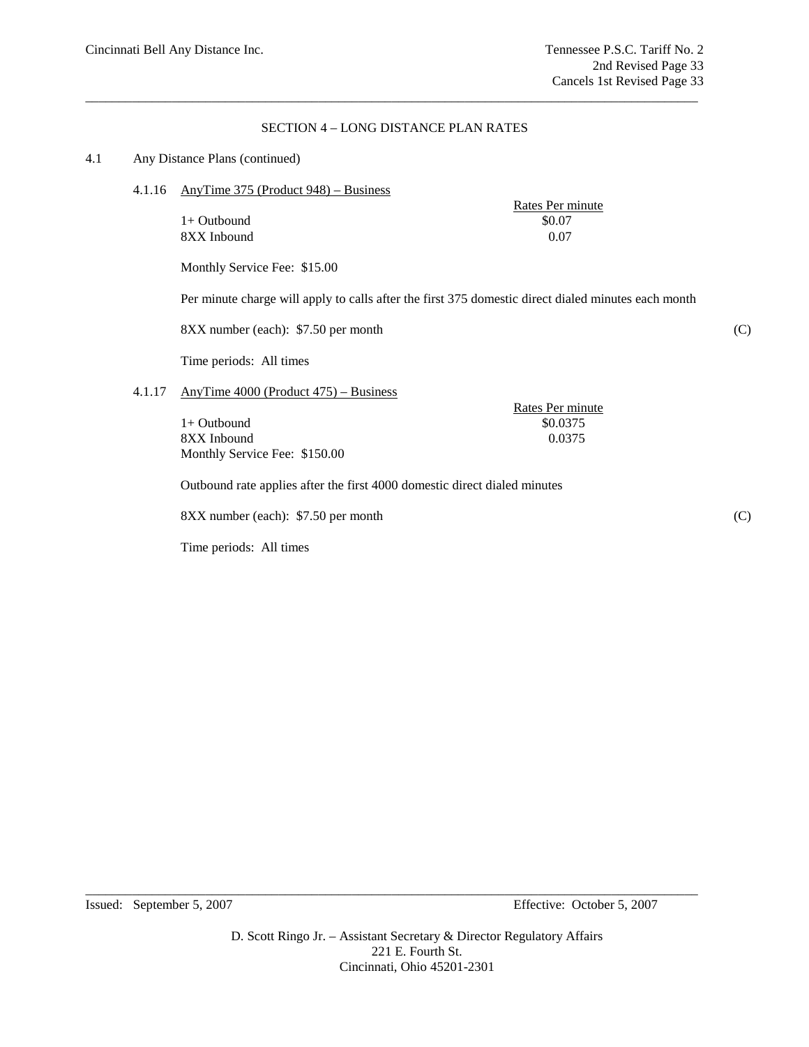## SECTION 4 – LONG DISTANCE PLAN RATES

4.1 Any Distance Plans (continued)

4.1.16 AnyTime 375 (Product 948) – Business

| | Rates Per minute |
|---|---|
| 1+ Outbound | $0.07 |
| 8XX Inbound | 0.07 |

Monthly Service Fee: $15.00

Per minute charge will apply to calls after the first 375 domestic direct dialed minutes each month

8XX number (each): $7.50 per month (C)

Time periods: All times

4.1.17 AnyTime 4000 (Product 475) – Business

| | Rates Per minute |
|---|---|
| 1+ Outbound | $0.0375 |
| 8XX Inbound | 0.0375 |

Monthly Service Fee: $150.00

Outbound rate applies after the first 4000 domestic direct dialed minutes

8XX number (each): $7.50 per month (C)

Time periods: All times

Issued: September 5, 2007 Effective: October 5, 2007

D. Scott Ringo Jr. – Assistant Secretary & Director Regulatory Affairs
221 E. Fourth St.
Cincinnati, Ohio 45201-2301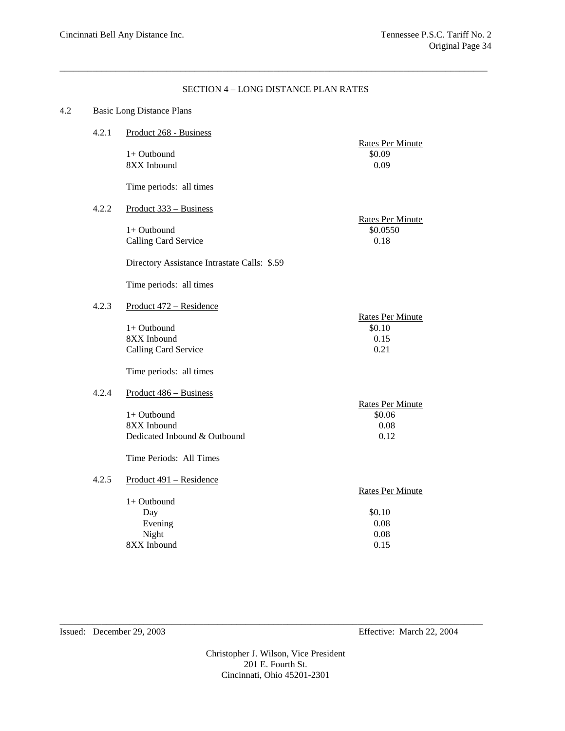## SECTION 4 – LONG DISTANCE PLAN RATES

### 4.2 Basic Long Distance Plans

#### 4.2.1 Product 268 - Business

| | Rates Per Minute |
|---|---|
| 1+ Outbound | $0.09 |
| 8XX Inbound | 0.09 |

Time periods: all times

#### 4.2.2 Product 333 – Business

| | Rates Per Minute |
|---|---|
| 1+ Outbound | $0.0550 |
| Calling Card Service | 0.18 |

Directory Assistance Intrastate Calls: $.59

Time periods: all times

#### 4.2.3 Product 472 – Residence

| | Rates Per Minute |
|---|---|
| 1+ Outbound | $0.10 |
| 8XX Inbound | 0.15 |
| Calling Card Service | 0.21 |

Time periods: all times

#### 4.2.4 Product 486 – Business

| | Rates Per Minute |
|---|---|
| 1+ Outbound | $0.06 |
| 8XX Inbound | 0.08 |
| Dedicated Inbound & Outbound | 0.12 |

Time Periods: All Times

#### 4.2.5 Product 491 – Residence

| | Rates Per Minute |
|---|---|
| 1+ Outbound | |
| Day | $0.10 |
| Evening | 0.08 |
| Night | 0.08 |
| 8XX Inbound | 0.15 |

Issued: December 29, 2003 Effective: March 22, 2004

Christopher J. Wilson, Vice President
201 E. Fourth St.
Cincinnati, Ohio 45201-2301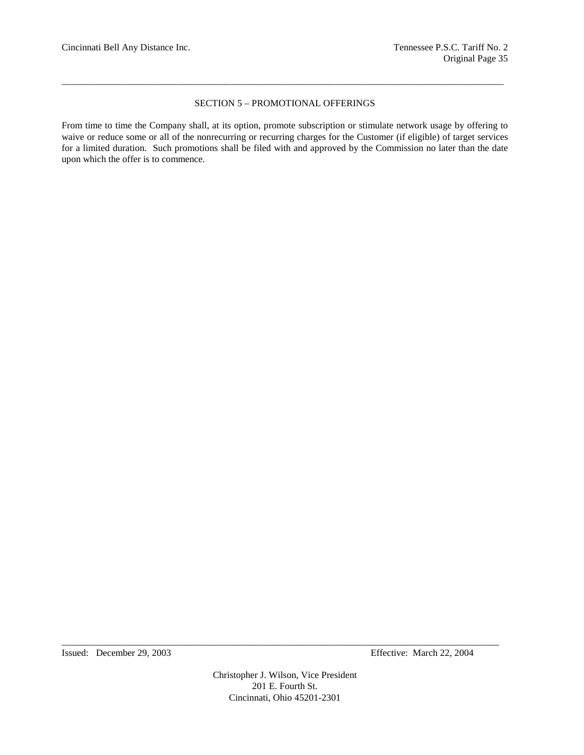## SECTION 5 – PROMOTIONAL OFFERINGS

From time to time the Company shall, at its option, promote subscription or stimulate network usage by offering to waive or reduce some or all of the nonrecurring or recurring charges for the Customer (if eligible) of target services for a limited duration. Such promotions shall be filed with and approved by the Commission no later than the date upon which the offer is to commence.